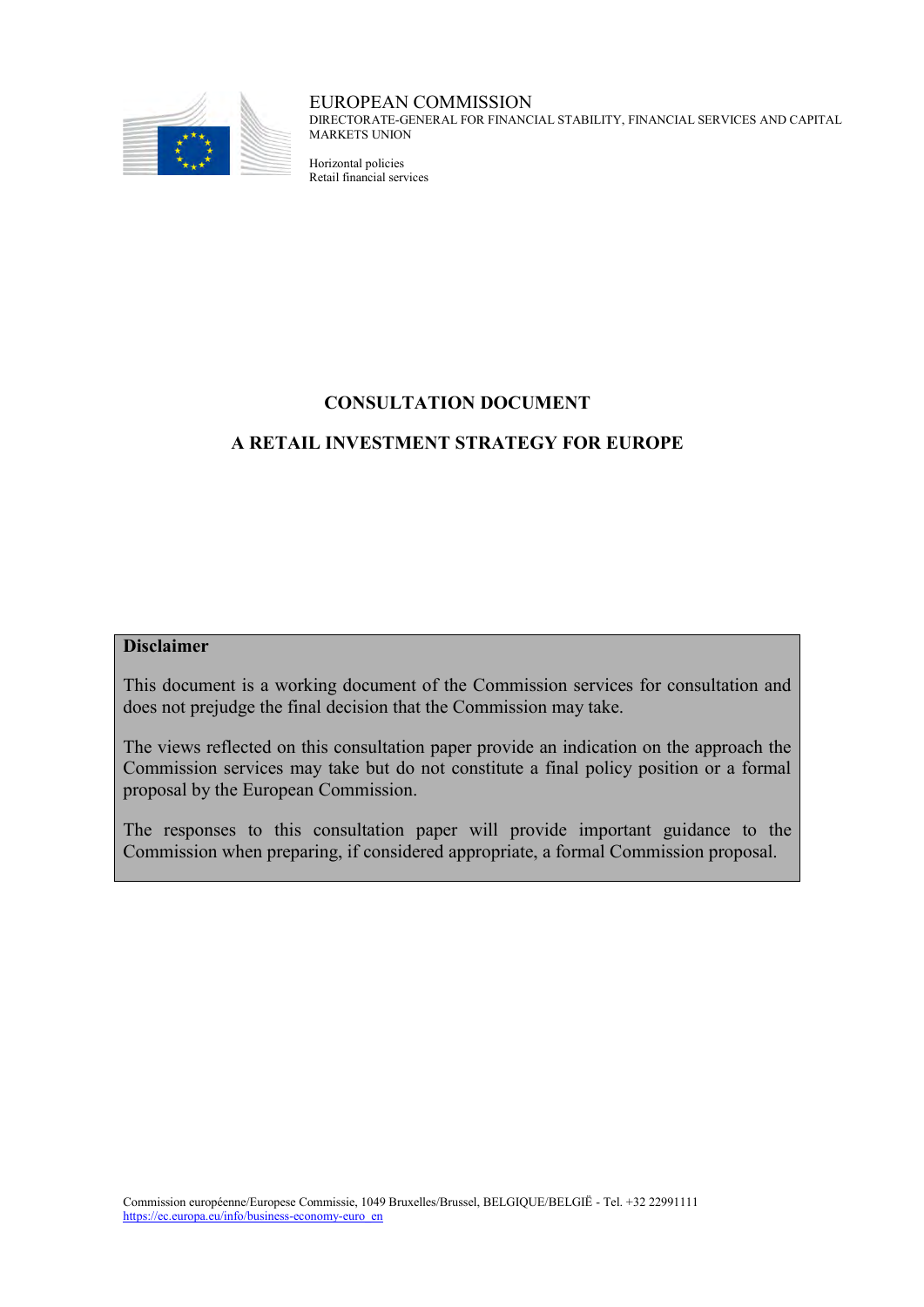EUROPEAN COMMISSION
DIRECTORATE-GENERAL FOR FINANCIAL STABILITY, FINANCIAL SERVICES AND CAPITAL MARKETS UNION

Horizontal policies
Retail financial services

# CONSULTATION DOCUMENT

## A RETAIL INVESTMENT STRATEGY FOR EUROPE

**Disclaimer**

This document is a working document of the Commission services for consultation and does not prejudge the final decision that the Commission may take.

The views reflected on this consultation paper provide an indication on the approach the Commission services may take but do not constitute a final policy position or a formal proposal by the European Commission.

The responses to this consultation paper will provide important guidance to the Commission when preparing, if considered appropriate, a formal Commission proposal.

Commission européenne/Europese Commissie, 1049 Bruxelles/Brussel, BELGIQUE/BELGIË - Tel. +32 22991111
https://ec.europa.eu/info/business-economy-euro_en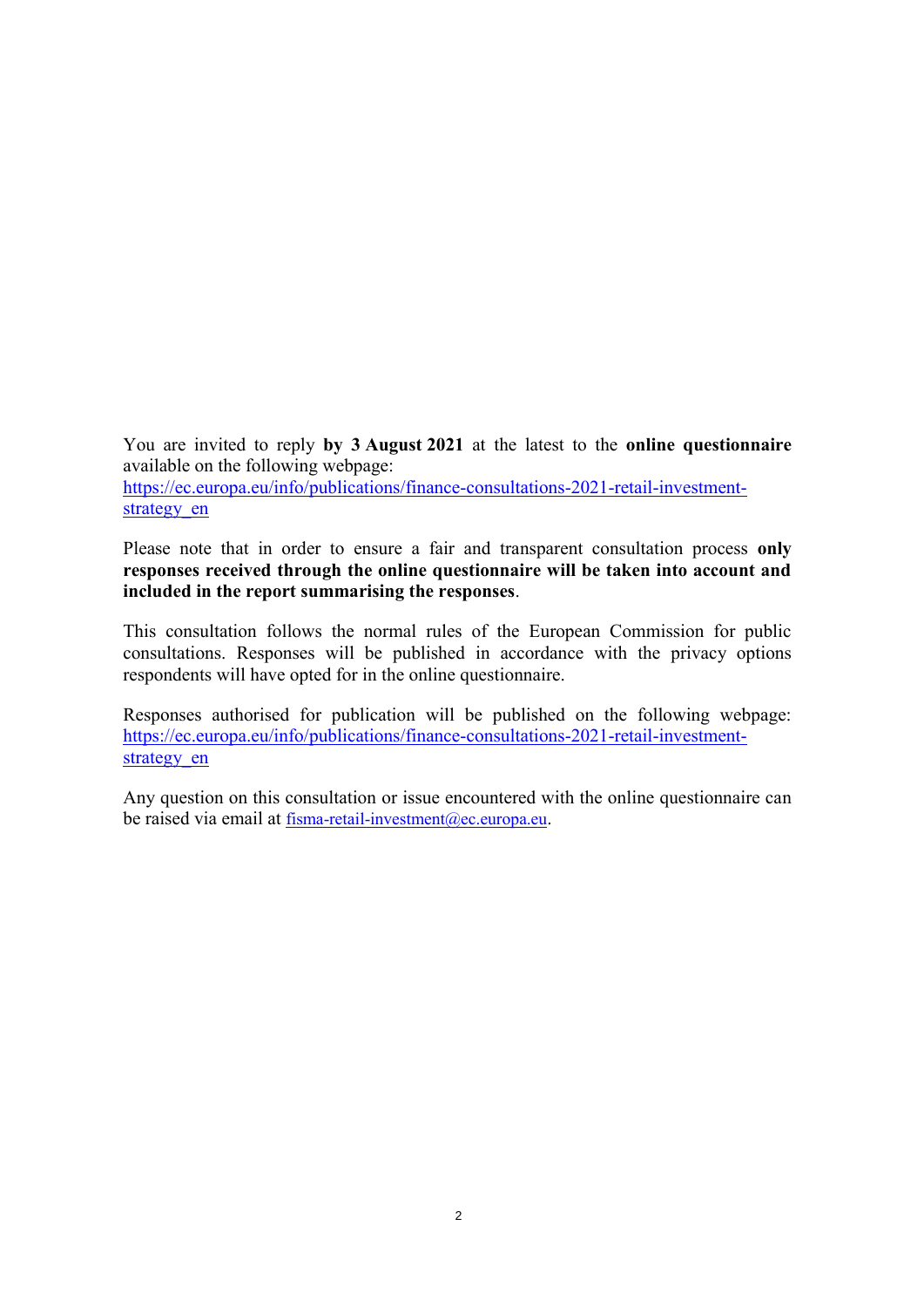You are invited to reply **by 3 August 2021** at the latest to the **online questionnaire** available on the following webpage:
https://ec.europa.eu/info/publications/finance-consultations-2021-retail-investment-strategy_en

Please note that in order to ensure a fair and transparent consultation process **only responses received through the online questionnaire will be taken into account and included in the report summarising the responses**.

This consultation follows the normal rules of the European Commission for public consultations. Responses will be published in accordance with the privacy options respondents will have opted for in the online questionnaire.

Responses authorised for publication will be published on the following webpage: https://ec.europa.eu/info/publications/finance-consultations-2021-retail-investment-strategy_en

Any question on this consultation or issue encountered with the online questionnaire can be raised via email at fisma-retail-investment@ec.europa.eu.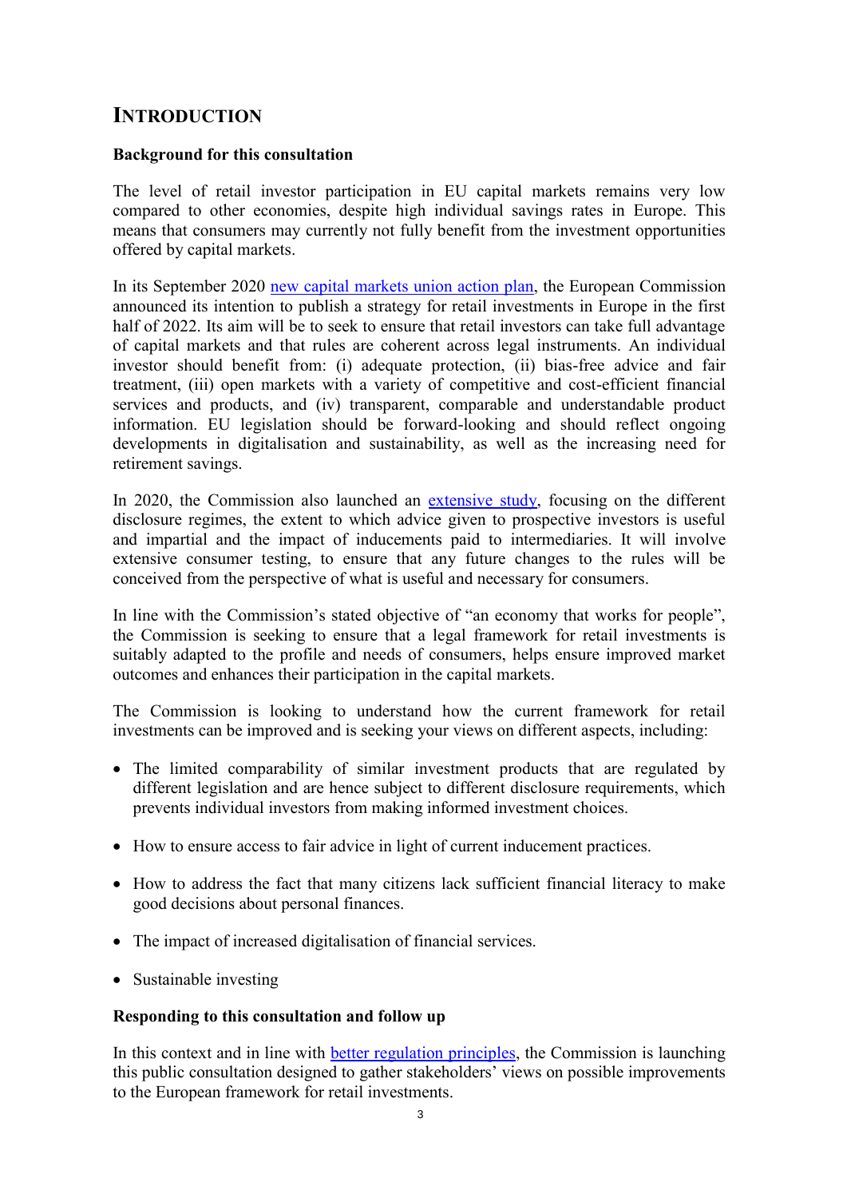# INTRODUCTION

### Background for this consultation

The level of retail investor participation in EU capital markets remains very low compared to other economies, despite high individual savings rates in Europe. This means that consumers may currently not fully benefit from the investment opportunities offered by capital markets.

In its September 2020 new capital markets union action plan, the European Commission announced its intention to publish a strategy for retail investments in Europe in the first half of 2022. Its aim will be to seek to ensure that retail investors can take full advantage of capital markets and that rules are coherent across legal instruments. An individual investor should benefit from: (i) adequate protection, (ii) bias-free advice and fair treatment, (iii) open markets with a variety of competitive and cost-efficient financial services and products, and (iv) transparent, comparable and understandable product information. EU legislation should be forward-looking and should reflect ongoing developments in digitalisation and sustainability, as well as the increasing need for retirement savings.

In 2020, the Commission also launched an extensive study, focusing on the different disclosure regimes, the extent to which advice given to prospective investors is useful and impartial and the impact of inducements paid to intermediaries. It will involve extensive consumer testing, to ensure that any future changes to the rules will be conceived from the perspective of what is useful and necessary for consumers.

In line with the Commission's stated objective of "an economy that works for people", the Commission is seeking to ensure that a legal framework for retail investments is suitably adapted to the profile and needs of consumers, helps ensure improved market outcomes and enhances their participation in the capital markets.

The Commission is looking to understand how the current framework for retail investments can be improved and is seeking your views on different aspects, including:

- The limited comparability of similar investment products that are regulated by different legislation and are hence subject to different disclosure requirements, which prevents individual investors from making informed investment choices.
- How to ensure access to fair advice in light of current inducement practices.
- How to address the fact that many citizens lack sufficient financial literacy to make good decisions about personal finances.
- The impact of increased digitalisation of financial services.
- Sustainable investing

### Responding to this consultation and follow up

In this context and in line with better regulation principles, the Commission is launching this public consultation designed to gather stakeholders' views on possible improvements to the European framework for retail investments.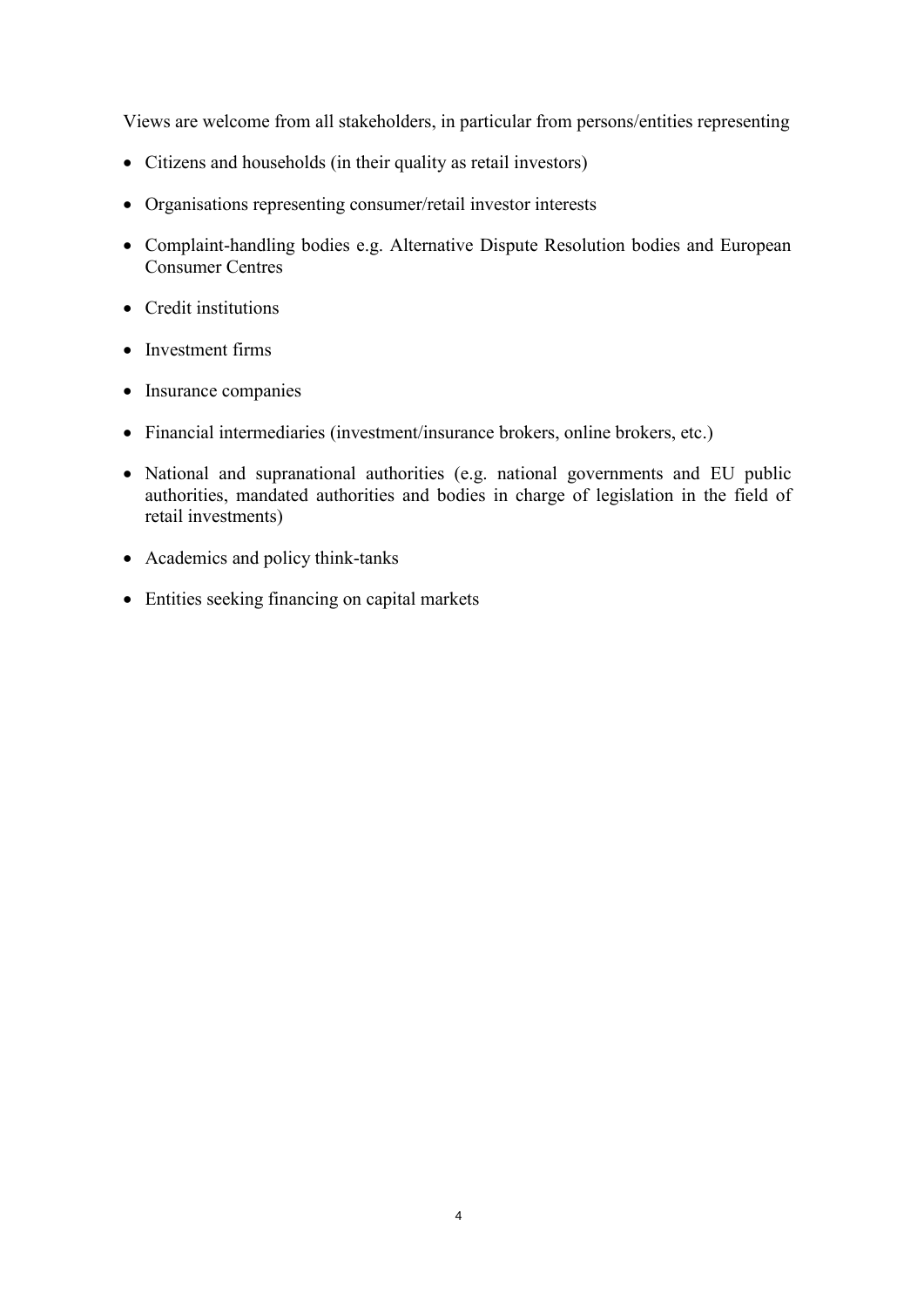Views are welcome from all stakeholders, in particular from persons/entities representing

- Citizens and households (in their quality as retail investors)
- Organisations representing consumer/retail investor interests
- Complaint-handling bodies e.g. Alternative Dispute Resolution bodies and European Consumer Centres
- Credit institutions
- Investment firms
- Insurance companies
- Financial intermediaries (investment/insurance brokers, online brokers, etc.)
- National and supranational authorities (e.g. national governments and EU public authorities, mandated authorities and bodies in charge of legislation in the field of retail investments)
- Academics and policy think-tanks
- Entities seeking financing on capital markets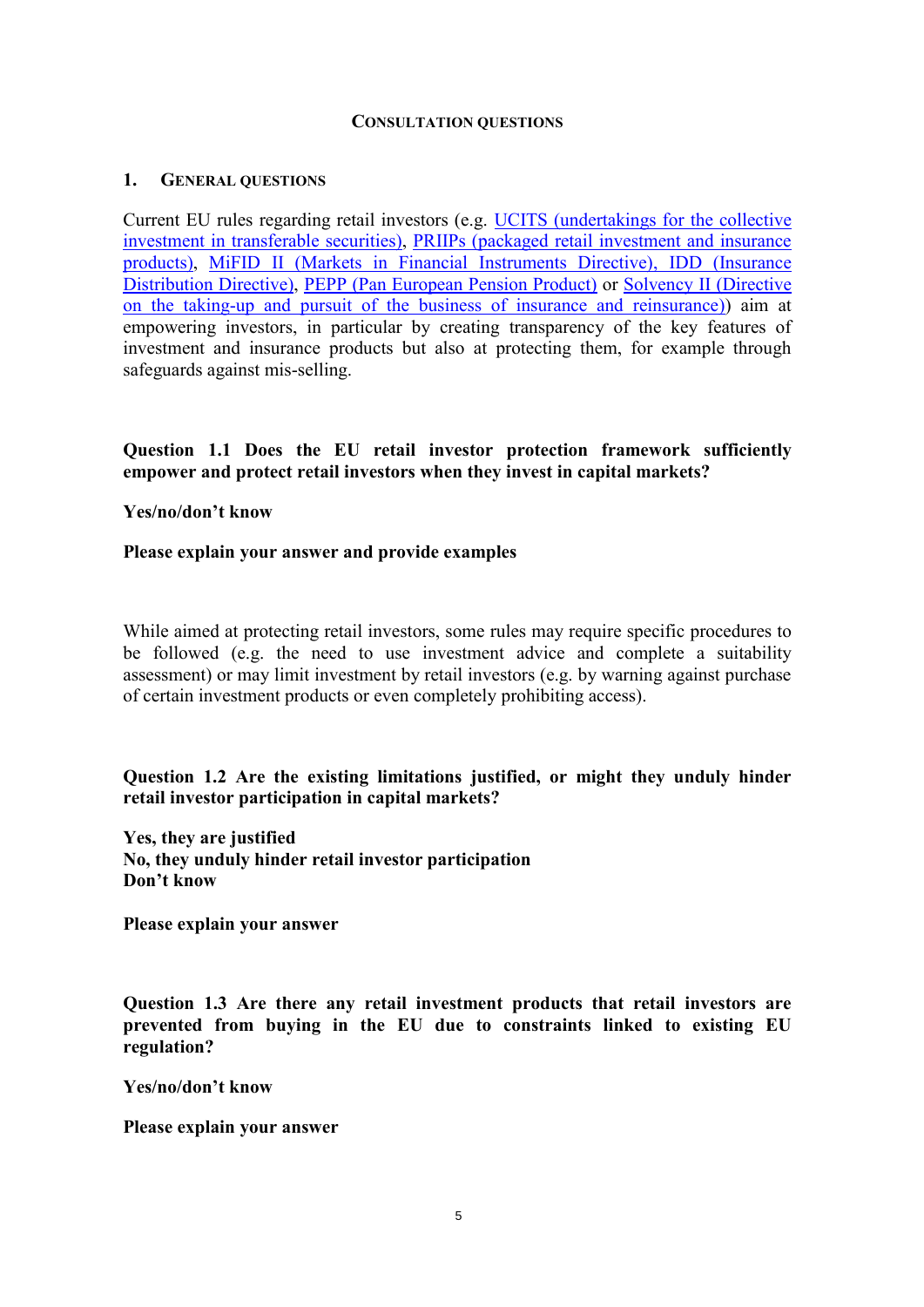## Consultation questions

### 1. General questions

Current EU rules regarding retail investors (e.g. UCITS (undertakings for the collective investment in transferable securities), PRIIPs (packaged retail investment and insurance products), MiFID II (Markets in Financial Instruments Directive), IDD (Insurance Distribution Directive), PEPP (Pan European Pension Product) or Solvency II (Directive on the taking-up and pursuit of the business of insurance and reinsurance)) aim at empowering investors, in particular by creating transparency of the key features of investment and insurance products but also at protecting them, for example through safeguards against mis-selling.

**Question 1.1 Does the EU retail investor protection framework sufficiently empower and protect retail investors when they invest in capital markets?**

**Yes/no/don't know**

**Please explain your answer and provide examples**

While aimed at protecting retail investors, some rules may require specific procedures to be followed (e.g. the need to use investment advice and complete a suitability assessment) or may limit investment by retail investors (e.g. by warning against purchase of certain investment products or even completely prohibiting access).

**Question 1.2 Are the existing limitations justified, or might they unduly hinder retail investor participation in capital markets?**

**Yes, they are justified**
**No, they unduly hinder retail investor participation**
**Don't know**

**Please explain your answer**

**Question 1.3 Are there any retail investment products that retail investors are prevented from buying in the EU due to constraints linked to existing EU regulation?**

**Yes/no/don't know**

**Please explain your answer**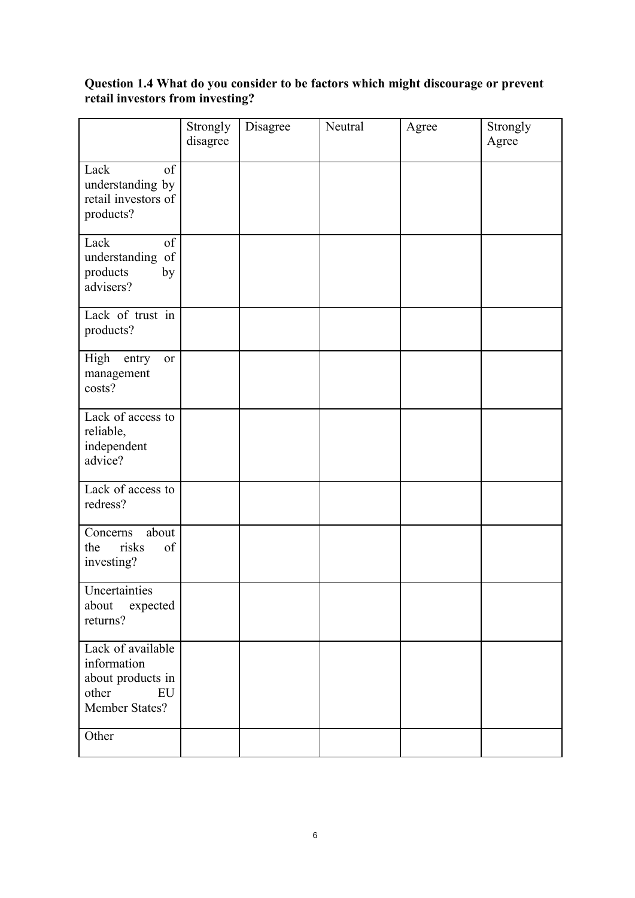**Question 1.4 What do you consider to be factors which might discourage or prevent retail investors from investing?**

| | Strongly disagree | Disagree | Neutral | Agree | Strongly Agree |
|---|---|---|---|---|---|
| Lack of understanding by retail investors of products? | | | | | |
| Lack of understanding of products by advisers? | | | | | |
| Lack of trust in products? | | | | | |
| High entry or management costs? | | | | | |
| Lack of access to reliable, independent advice? | | | | | |
| Lack of access to redress? | | | | | |
| Concerns about the risks of investing? | | | | | |
| Uncertainties about expected returns? | | | | | |
| Lack of available information about products in other EU Member States? | | | | | |
| Other | | | | | |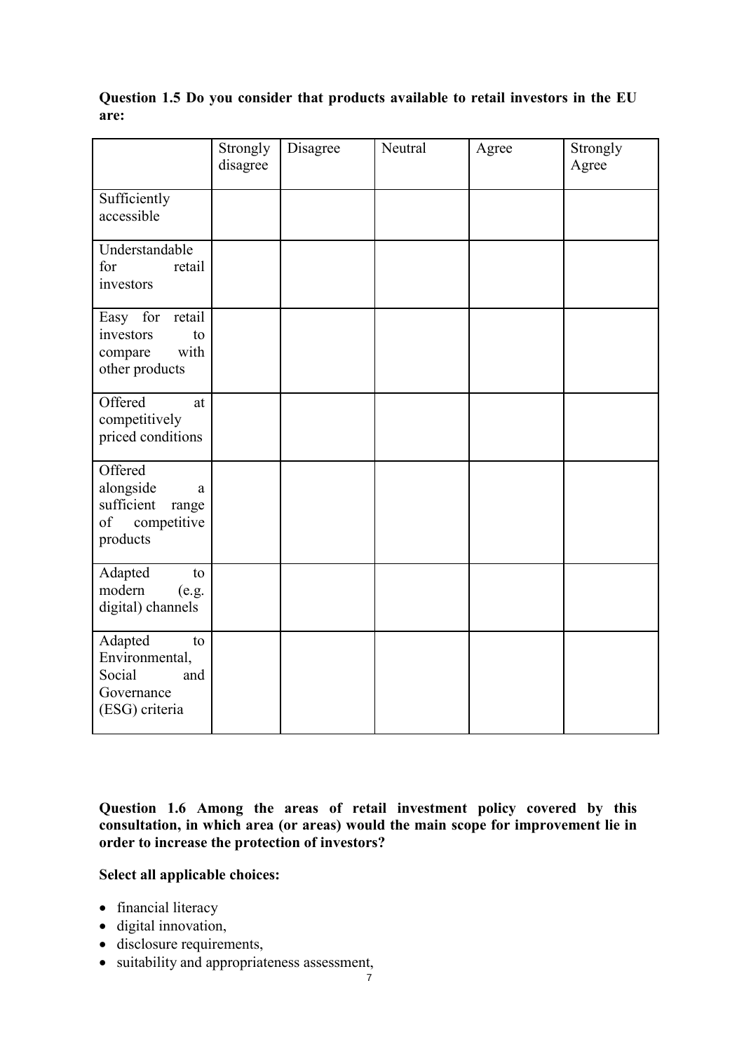**Question 1.5 Do you consider that products available to retail investors in the EU are:**

| | Strongly disagree | Disagree | Neutral | Agree | Strongly Agree |
|---|---|---|---|---|---|
| Sufficiently accessible | | | | | |
| Understandable for retail investors | | | | | |
| Easy for retail investors to compare with other products | | | | | |
| Offered at competitively priced conditions | | | | | |
| Offered alongside a sufficient range of competitive products | | | | | |
| Adapted to modern (e.g. digital) channels | | | | | |
| Adapted to Environmental, Social and Governance (ESG) criteria | | | | | |

**Question 1.6 Among the areas of retail investment policy covered by this consultation, in which area (or areas) would the main scope for improvement lie in order to increase the protection of investors?**

**Select all applicable choices:**

- financial literacy
- digital innovation,
- disclosure requirements,
- suitability and appropriateness assessment,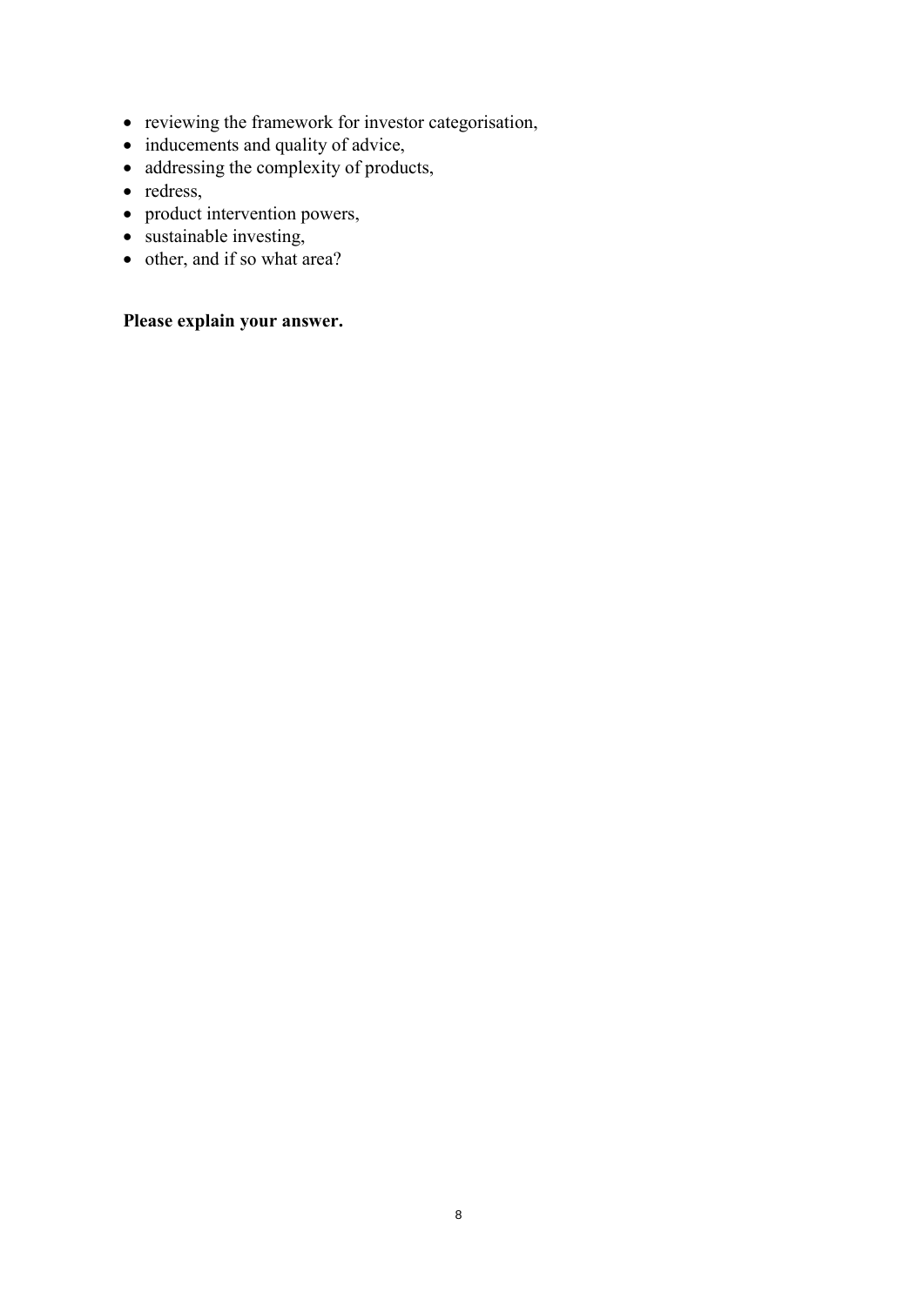- reviewing the framework for investor categorisation,
- inducements and quality of advice,
- addressing the complexity of products,
- redress,
- product intervention powers,
- sustainable investing,
- other, and if so what area?

**Please explain your answer.**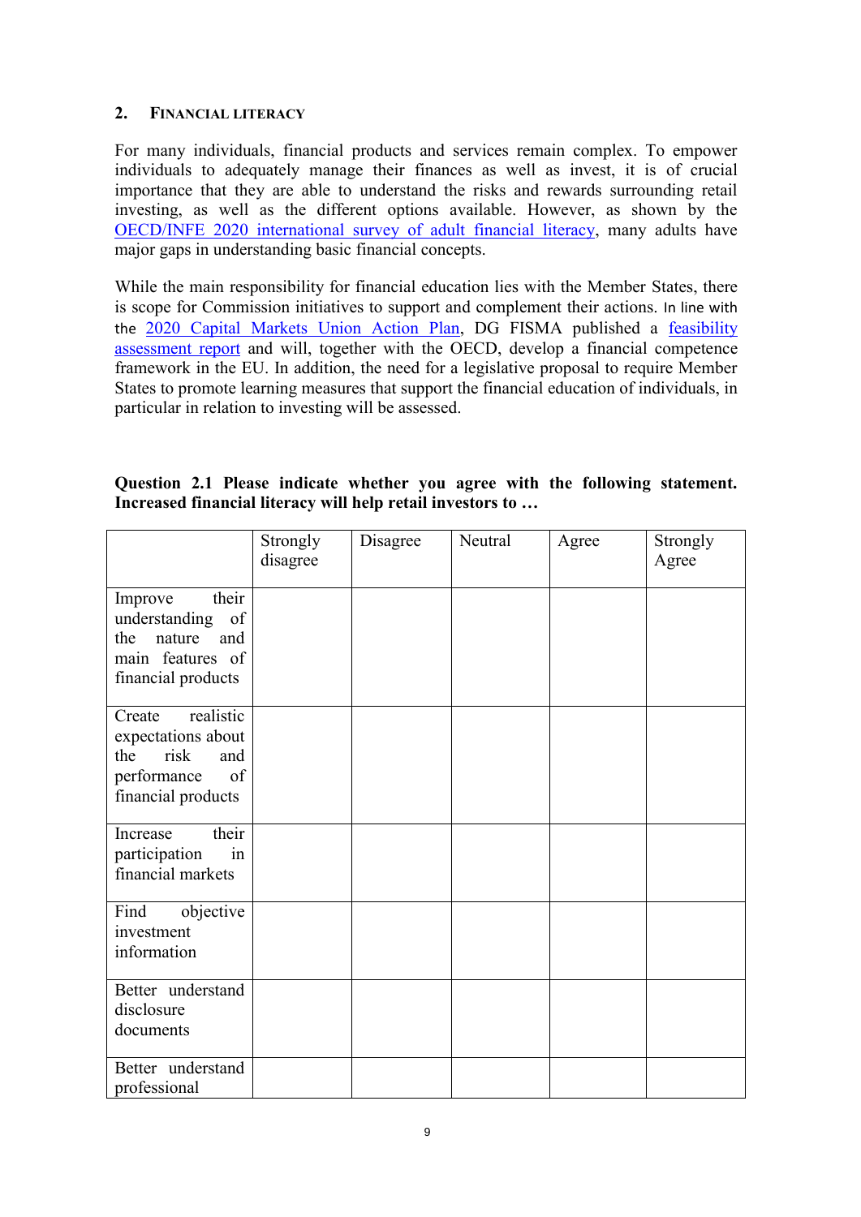## 2. Financial literacy

For many individuals, financial products and services remain complex. To empower individuals to adequately manage their finances as well as invest, it is of crucial importance that they are able to understand the risks and rewards surrounding retail investing, as well as the different options available. However, as shown by the OECD/INFE 2020 international survey of adult financial literacy, many adults have major gaps in understanding basic financial concepts.

While the main responsibility for financial education lies with the Member States, there is scope for Commission initiatives to support and complement their actions. In line with the 2020 Capital Markets Union Action Plan, DG FISMA published a feasibility assessment report and will, together with the OECD, develop a financial competence framework in the EU. In addition, the need for a legislative proposal to require Member States to promote learning measures that support the financial education of individuals, in particular in relation to investing will be assessed.

**Question 2.1 Please indicate whether you agree with the following statement. Increased financial literacy will help retail investors to …**

| | Strongly disagree | Disagree | Neutral | Agree | Strongly Agree |
|---|---|---|---|---|---|
| Improve their understanding of the nature and main features of financial products | | | | | |
| Create realistic expectations about the risk and performance of financial products | | | | | |
| Increase their participation in financial markets | | | | | |
| Find objective investment information | | | | | |
| Better understand disclosure documents | | | | | |
| Better understand professional | | | | | |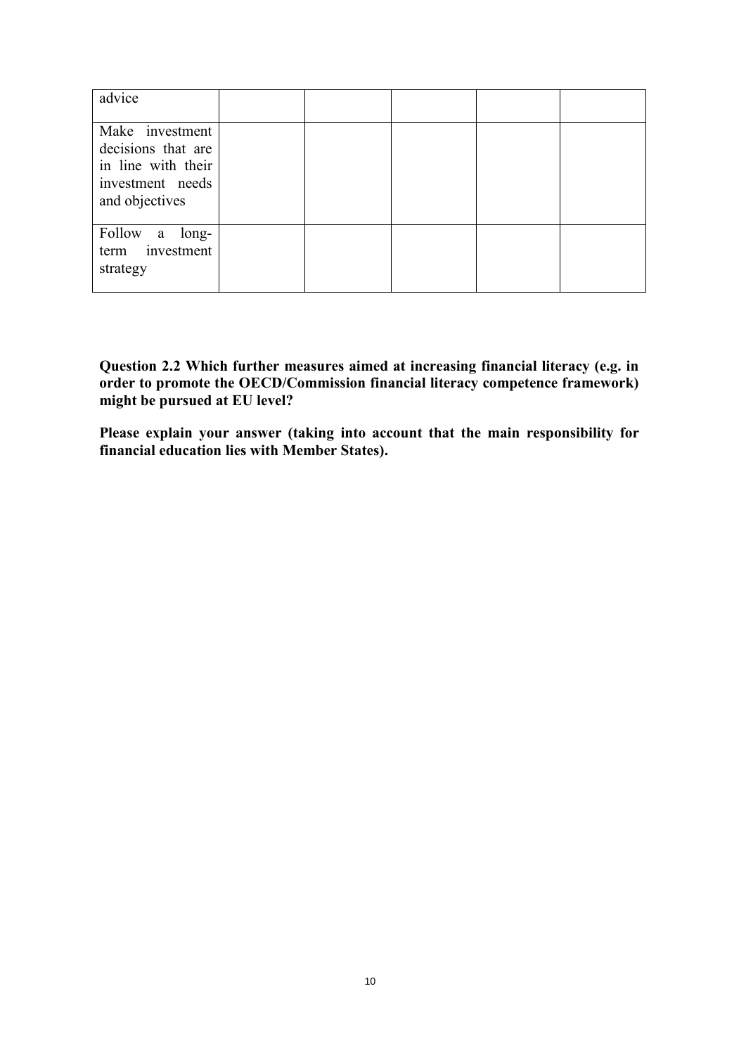| | | | | | |
|---|---|---|---|---|---|
| advice | | | | | |
| Make investment decisions that are in line with their investment needs and objectives | | | | | |
| Follow a long-term investment strategy | | | | | |

**Question 2.2 Which further measures aimed at increasing financial literacy (e.g. in order to promote the OECD/Commission financial literacy competence framework) might be pursued at EU level?**

**Please explain your answer (taking into account that the main responsibility for financial education lies with Member States).**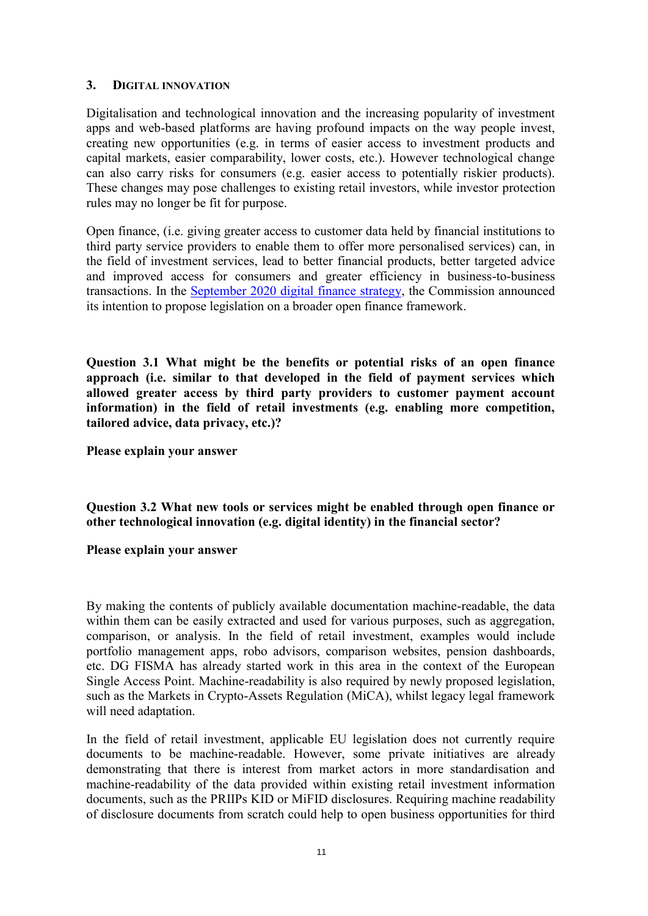## 3. Digital innovation

Digitalisation and technological innovation and the increasing popularity of investment apps and web-based platforms are having profound impacts on the way people invest, creating new opportunities (e.g. in terms of easier access to investment products and capital markets, easier comparability, lower costs, etc.). However technological change can also carry risks for consumers (e.g. easier access to potentially riskier products). These changes may pose challenges to existing retail investors, while investor protection rules may no longer be fit for purpose.

Open finance, (i.e. giving greater access to customer data held by financial institutions to third party service providers to enable them to offer more personalised services) can, in the field of investment services, lead to better financial products, better targeted advice and improved access for consumers and greater efficiency in business-to-business transactions. In the September 2020 digital finance strategy, the Commission announced its intention to propose legislation on a broader open finance framework.

**Question 3.1 What might be the benefits or potential risks of an open finance approach (i.e. similar to that developed in the field of payment services which allowed greater access by third party providers to customer payment account information) in the field of retail investments (e.g. enabling more competition, tailored advice, data privacy, etc.)?**

**Please explain your answer**

**Question 3.2 What new tools or services might be enabled through open finance or other technological innovation (e.g. digital identity) in the financial sector?**

**Please explain your answer**

By making the contents of publicly available documentation machine-readable, the data within them can be easily extracted and used for various purposes, such as aggregation, comparison, or analysis. In the field of retail investment, examples would include portfolio management apps, robo advisors, comparison websites, pension dashboards, etc. DG FISMA has already started work in this area in the context of the European Single Access Point. Machine-readability is also required by newly proposed legislation, such as the Markets in Crypto-Assets Regulation (MiCA), whilst legacy legal framework will need adaptation.

In the field of retail investment, applicable EU legislation does not currently require documents to be machine-readable. However, some private initiatives are already demonstrating that there is interest from market actors in more standardisation and machine-readability of the data provided within existing retail investment information documents, such as the PRIIPs KID or MiFID disclosures. Requiring machine readability of disclosure documents from scratch could help to open business opportunities for third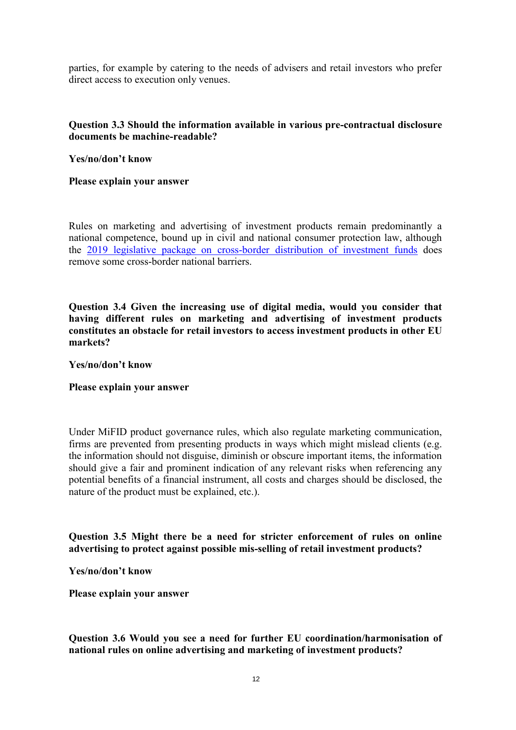parties, for example by catering to the needs of advisers and retail investors who prefer direct access to execution only venues.

**Question 3.3 Should the information available in various pre-contractual disclosure documents be machine-readable?**

**Yes/no/don't know**

**Please explain your answer**

Rules on marketing and advertising of investment products remain predominantly a national competence, bound up in civil and national consumer protection law, although the [2019 legislative package on cross-border distribution of investment funds]() does remove some cross-border national barriers.

**Question 3.4 Given the increasing use of digital media, would you consider that having different rules on marketing and advertising of investment products constitutes an obstacle for retail investors to access investment products in other EU markets?**

**Yes/no/don't know**

**Please explain your answer**

Under MiFID product governance rules, which also regulate marketing communication, firms are prevented from presenting products in ways which might mislead clients (e.g. the information should not disguise, diminish or obscure important items, the information should give a fair and prominent indication of any relevant risks when referencing any potential benefits of a financial instrument, all costs and charges should be disclosed, the nature of the product must be explained, etc.).

**Question 3.5 Might there be a need for stricter enforcement of rules on online advertising to protect against possible mis-selling of retail investment products?**

**Yes/no/don't know**

**Please explain your answer**

**Question 3.6 Would you see a need for further EU coordination/harmonisation of national rules on online advertising and marketing of investment products?**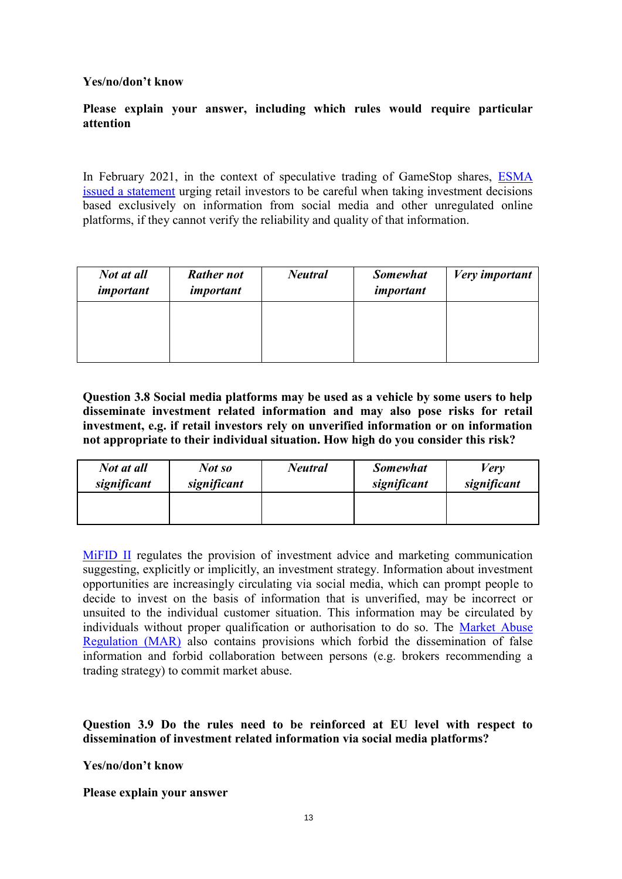**Yes/no/don't know**

**Please explain your answer, including which rules would require particular attention**

In February 2021, in the context of speculative trading of GameStop shares, ESMA issued a statement urging retail investors to be careful when taking investment decisions based exclusively on information from social media and other unregulated online platforms, if they cannot verify the reliability and quality of that information.

| *Not at all important* | *Rather not important* | *Neutral* | *Somewhat important* | *Very important* |
|---|---|---|---|---|
| | | | | |

**Question 3.8 Social media platforms may be used as a vehicle by some users to help disseminate investment related information and may also pose risks for retail investment, e.g. if retail investors rely on unverified information or on information not appropriate to their individual situation. How high do you consider this risk?**

| *Not at all significant* | *Not so significant* | *Neutral* | *Somewhat significant* | *Very significant* |
|---|---|---|---|---|
| | | | | |

MiFID II regulates the provision of investment advice and marketing communication suggesting, explicitly or implicitly, an investment strategy. Information about investment opportunities are increasingly circulating via social media, which can prompt people to decide to invest on the basis of information that is unverified, may be incorrect or unsuited to the individual customer situation. This information may be circulated by individuals without proper qualification or authorisation to do so. The Market Abuse Regulation (MAR) also contains provisions which forbid the dissemination of false information and forbid collaboration between persons (e.g. brokers recommending a trading strategy) to commit market abuse.

**Question 3.9 Do the rules need to be reinforced at EU level with respect to dissemination of investment related information via social media platforms?**

**Yes/no/don't know**

**Please explain your answer**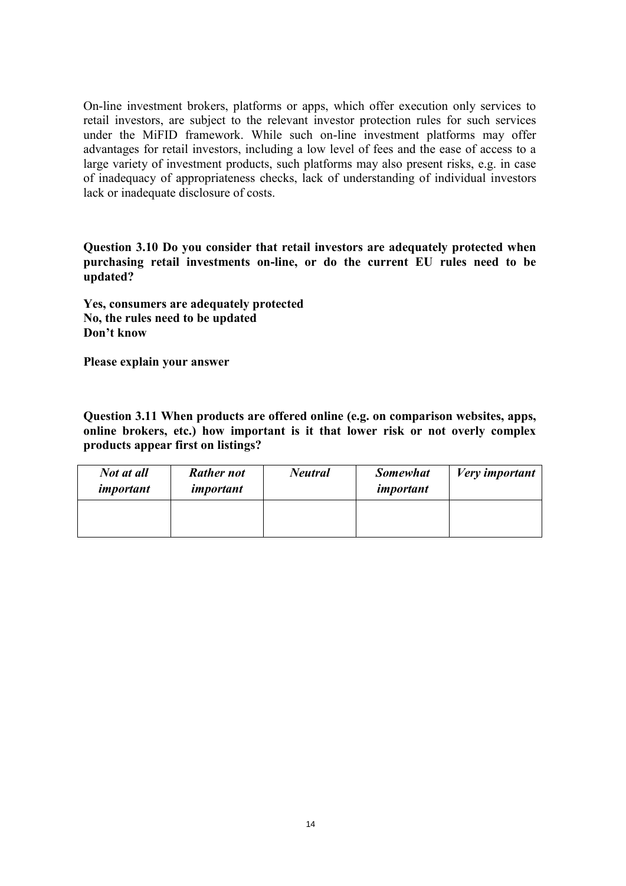On-line investment brokers, platforms or apps, which offer execution only services to retail investors, are subject to the relevant investor protection rules for such services under the MiFID framework. While such on-line investment platforms may offer advantages for retail investors, including a low level of fees and the ease of access to a large variety of investment products, such platforms may also present risks, e.g. in case of inadequacy of appropriateness checks, lack of understanding of individual investors lack or inadequate disclosure of costs.

**Question 3.10 Do you consider that retail investors are adequately protected when purchasing retail investments on-line, or do the current EU rules need to be updated?**

**Yes, consumers are adequately protected**
**No, the rules need to be updated**
**Don't know**

**Please explain your answer**

**Question 3.11 When products are offered online (e.g. on comparison websites, apps, online brokers, etc.) how important is it that lower risk or not overly complex products appear first on listings?**

| ***Not at all important*** | ***Rather not important*** | ***Neutral*** | ***Somewhat important*** | ***Very important*** |
|---|---|---|---|---|
| | | | | |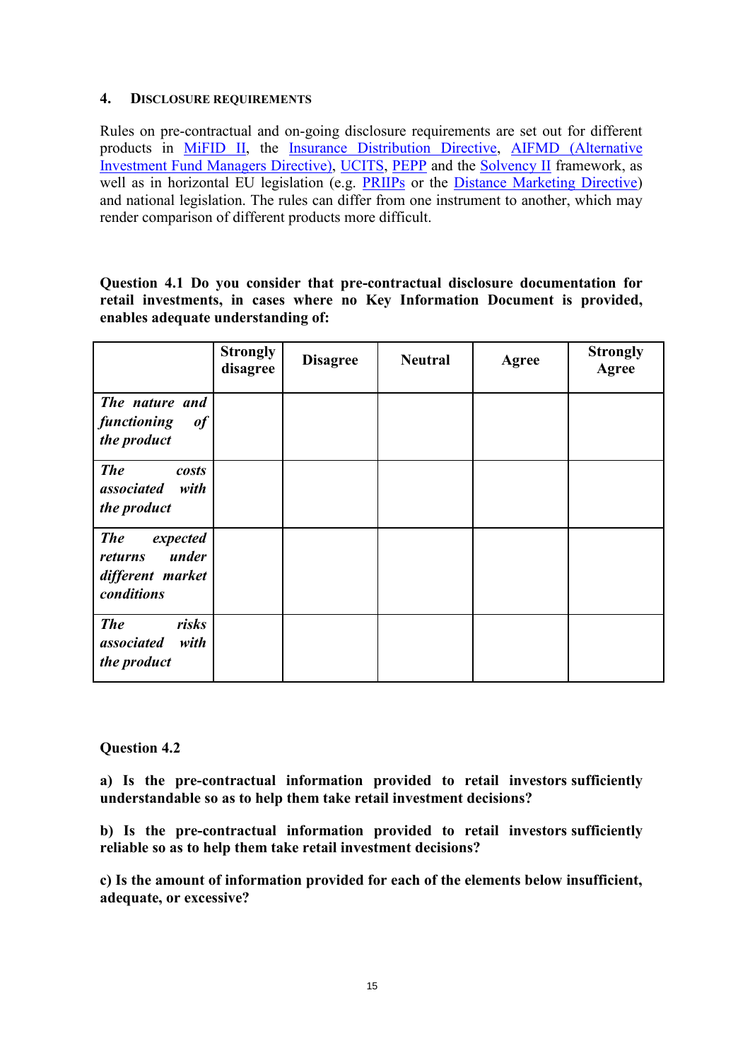## 4. Disclosure requirements

Rules on pre-contractual and on-going disclosure requirements are set out for different products in [MiFID II](), the [Insurance Distribution Directive](), [AIFMD (Alternative Investment Fund Managers Directive)](), [UCITS](), [PEPP]() and the [Solvency II]() framework, as well as in horizontal EU legislation (e.g. [PRIIPs]() or the [Distance Marketing Directive]()) and national legislation. The rules can differ from one instrument to another, which may render comparison of different products more difficult.

**Question 4.1 Do you consider that pre-contractual disclosure documentation for retail investments, in cases where no Key Information Document is provided, enables adequate understanding of:**

| | Strongly disagree | Disagree | Neutral | Agree | Strongly Agree |
|---|---|---|---|---|---|
| ***The nature and functioning of the product*** | | | | | |
| ***The costs associated with the product*** | | | | | |
| ***The expected returns under different market conditions*** | | | | | |
| ***The risks associated with the product*** | | | | | |

**Question 4.2**

**a) Is the pre-contractual information provided to retail investors sufficiently understandable so as to help them take retail investment decisions?**

**b) Is the pre-contractual information provided to retail investors sufficiently reliable so as to help them take retail investment decisions?**

**c) Is the amount of information provided for each of the elements below insufficient, adequate, or excessive?**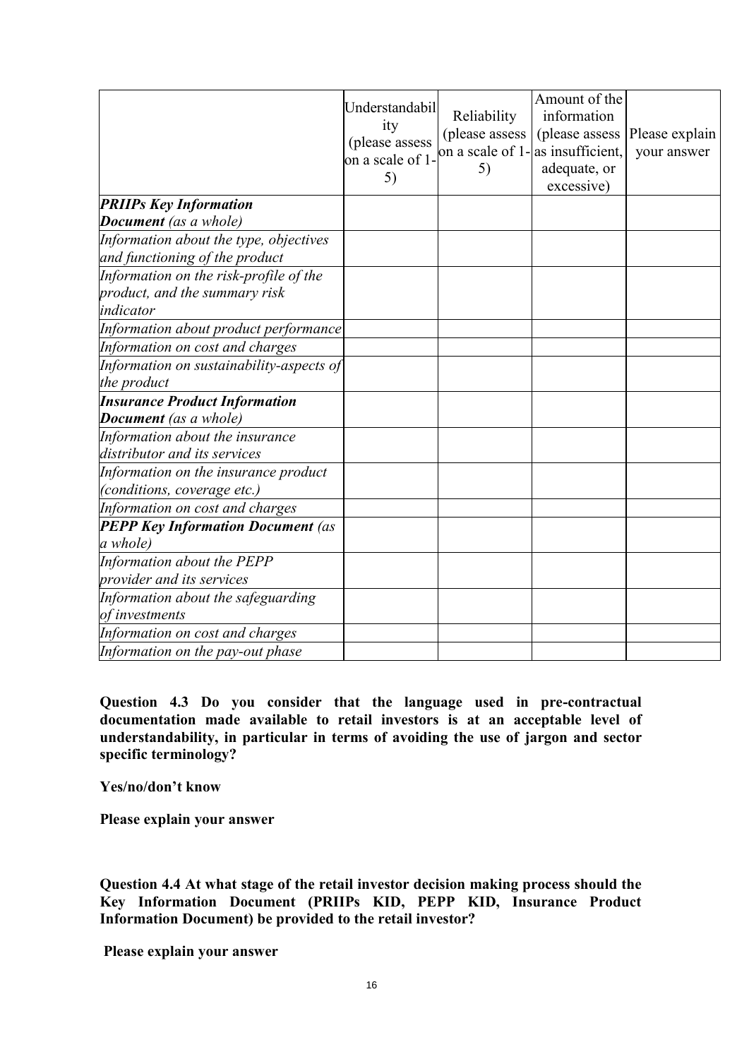| | Understandability (please assess on a scale of 1-5) | Reliability (please assess on a scale of 1-5) | Amount of the information (please assess as insufficient, adequate, or excessive) | Please explain your answer |
|---|---|---|---|---|
| ***PRIIPs Key Information Document*** *(as a whole)* | | | | |
| *Information about the type, objectives and functioning of the product* | | | | |
| *Information on the risk-profile of the product, and the summary risk indicator* | | | | |
| *Information about product performance* | | | | |
| *Information on cost and charges* | | | | |
| *Information on sustainability-aspects of the product* | | | | |
| ***Insurance Product Information Document*** *(as a whole)* | | | | |
| *Information about the insurance distributor and its services* | | | | |
| *Information on the insurance product (conditions, coverage etc.)* | | | | |
| *Information on cost and charges* | | | | |
| ***PEPP Key Information Document*** *(as a whole)* | | | | |
| *Information about the PEPP provider and its services* | | | | |
| *Information about the safeguarding of investments* | | | | |
| *Information on cost and charges* | | | | |
| *Information on the pay-out phase* | | | | |

**Question 4.3 Do you consider that the language used in pre-contractual documentation made available to retail investors is at an acceptable level of understandability, in particular in terms of avoiding the use of jargon and sector specific terminology?**

**Yes/no/don't know**

**Please explain your answer**

**Question 4.4 At what stage of the retail investor decision making process should the Key Information Document (PRIIPs KID, PEPP KID, Insurance Product Information Document) be provided to the retail investor?**

**Please explain your answer**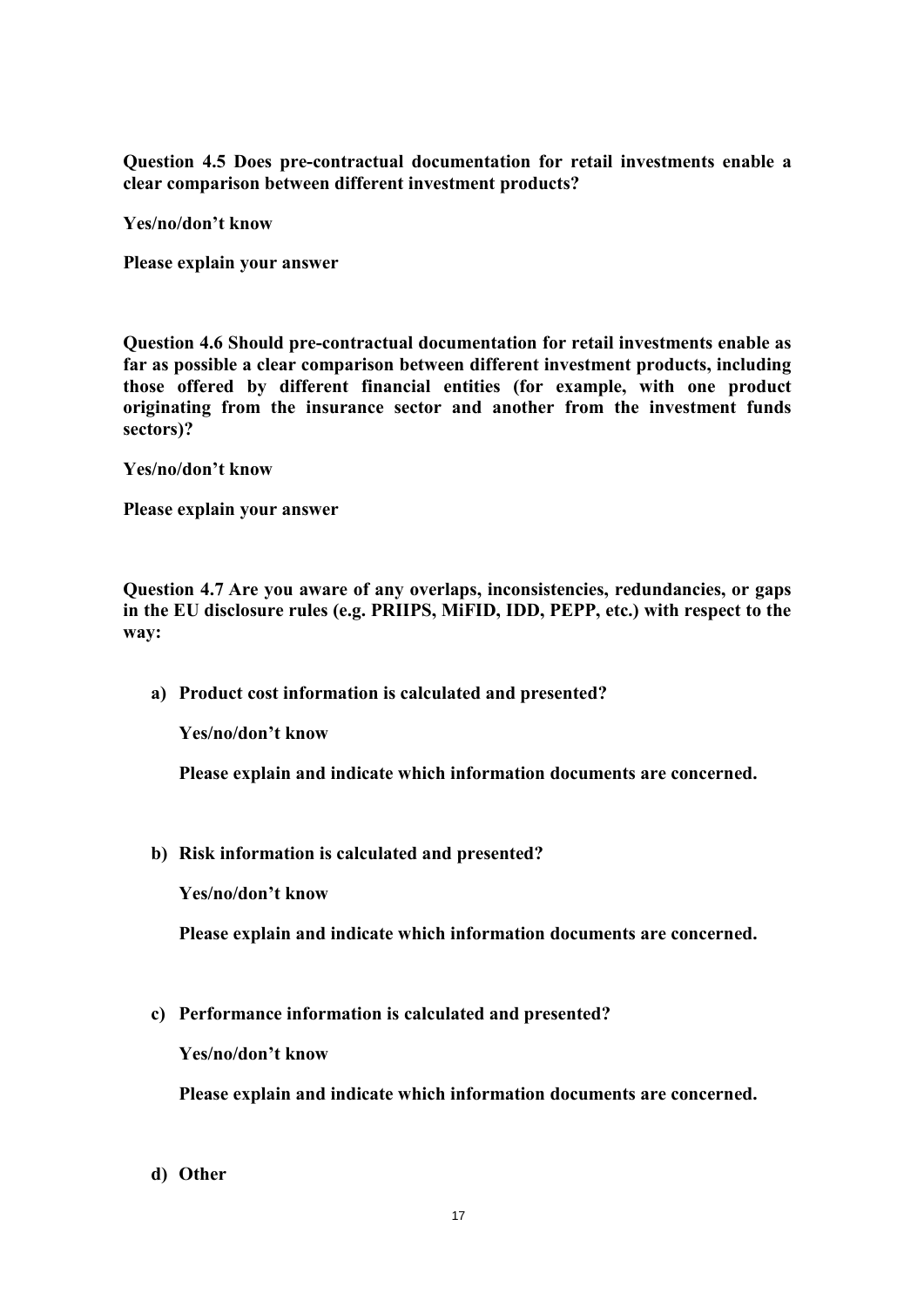**Question 4.5 Does pre-contractual documentation for retail investments enable a clear comparison between different investment products?**

**Yes/no/don't know**

**Please explain your answer**

**Question 4.6 Should pre-contractual documentation for retail investments enable as far as possible a clear comparison between different investment products, including those offered by different financial entities (for example, with one product originating from the insurance sector and another from the investment funds sectors)?**

**Yes/no/don't know**

**Please explain your answer**

**Question 4.7 Are you aware of any overlaps, inconsistencies, redundancies, or gaps in the EU disclosure rules (e.g. PRIIPS, MiFID, IDD, PEPP, etc.) with respect to the way:**

a) **Product cost information is calculated and presented?**

   **Yes/no/don't know**

   **Please explain and indicate which information documents are concerned.**

b) **Risk information is calculated and presented?**

   **Yes/no/don't know**

   **Please explain and indicate which information documents are concerned.**

c) **Performance information is calculated and presented?**

   **Yes/no/don't know**

   **Please explain and indicate which information documents are concerned.**

d) **Other**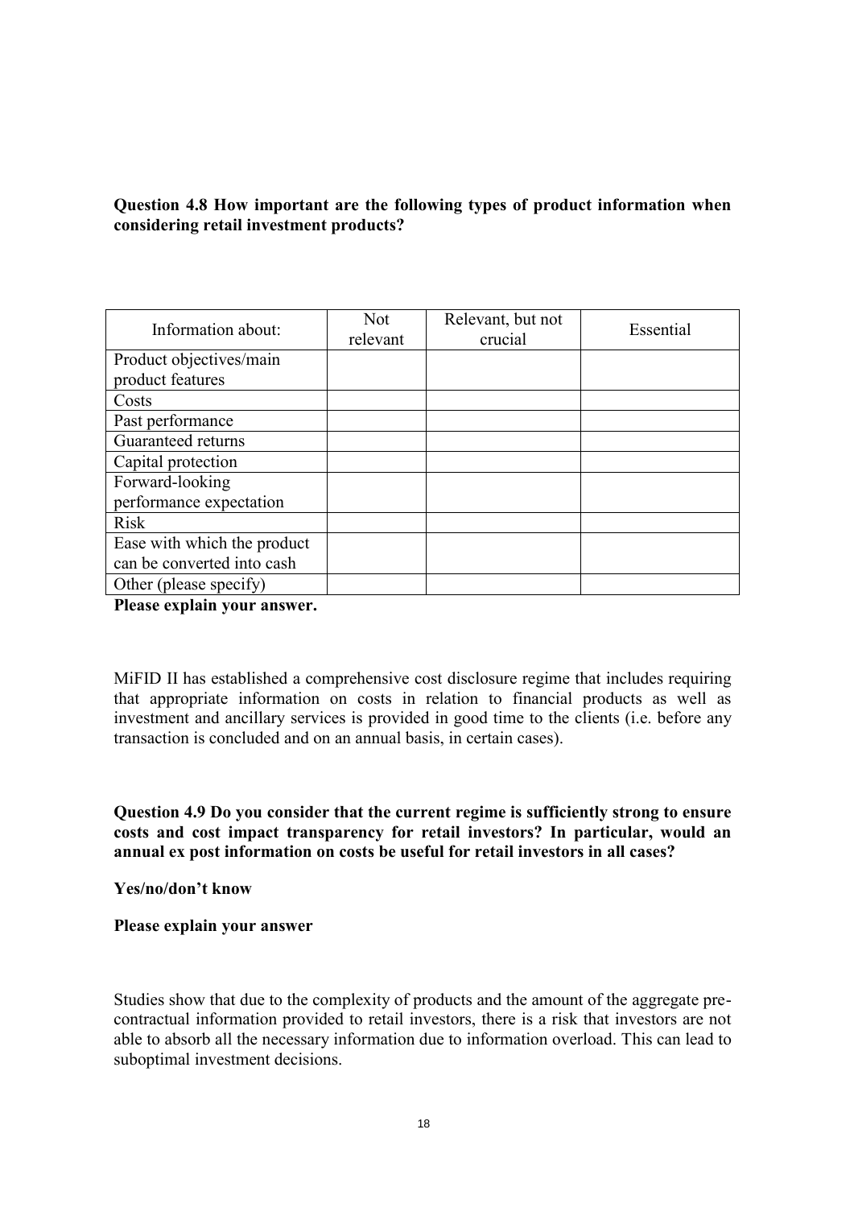**Question 4.8 How important are the following types of product information when considering retail investment products?**

| Information about: | Not relevant | Relevant, but not crucial | Essential |
|---|---|---|---|
| Product objectives/main product features | | | |
| Costs | | | |
| Past performance | | | |
| Guaranteed returns | | | |
| Capital protection | | | |
| Forward-looking performance expectation | | | |
| Risk | | | |
| Ease with which the product can be converted into cash | | | |
| Other (please specify) | | | |

**Please explain your answer.**

MiFID II has established a comprehensive cost disclosure regime that includes requiring that appropriate information on costs in relation to financial products as well as investment and ancillary services is provided in good time to the clients (i.e. before any transaction is concluded and on an annual basis, in certain cases).

**Question 4.9 Do you consider that the current regime is sufficiently strong to ensure costs and cost impact transparency for retail investors? In particular, would an annual ex post information on costs be useful for retail investors in all cases?**

**Yes/no/don't know**

**Please explain your answer**

Studies show that due to the complexity of products and the amount of the aggregate pre-contractual information provided to retail investors, there is a risk that investors are not able to absorb all the necessary information due to information overload. This can lead to suboptimal investment decisions.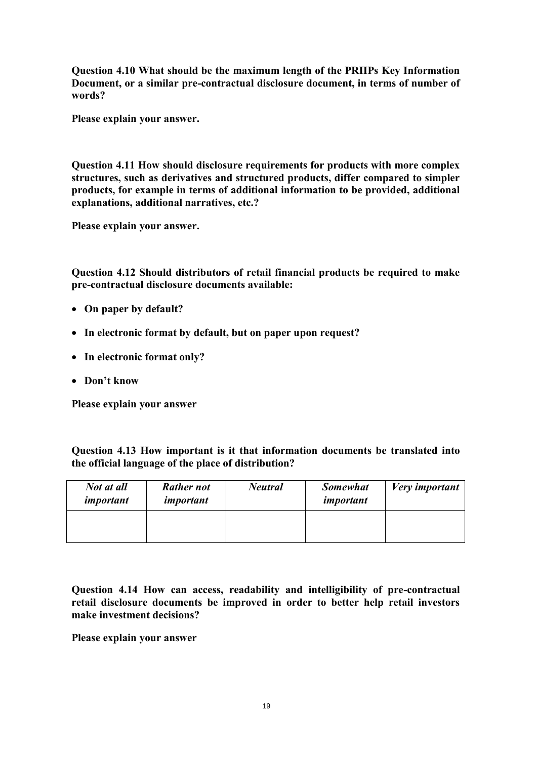**Question 4.10 What should be the maximum length of the PRIIPs Key Information Document, or a similar pre-contractual disclosure document, in terms of number of words?**

**Please explain your answer.**

**Question 4.11 How should disclosure requirements for products with more complex structures, such as derivatives and structured products, differ compared to simpler products, for example in terms of additional information to be provided, additional explanations, additional narratives, etc.?**

**Please explain your answer.**

**Question 4.12 Should distributors of retail financial products be required to make pre-contractual disclosure documents available:**

- **On paper by default?**
- **In electronic format by default, but on paper upon request?**
- **In electronic format only?**
- **Don't know**

**Please explain your answer**

**Question 4.13 How important is it that information documents be translated into the official language of the place of distribution?**

| ***Not at all important*** | ***Rather not important*** | ***Neutral*** | ***Somewhat important*** | ***Very important*** |
|---|---|---|---|---|
| | | | | |

**Question 4.14 How can access, readability and intelligibility of pre-contractual retail disclosure documents be improved in order to better help retail investors make investment decisions?**

**Please explain your answer**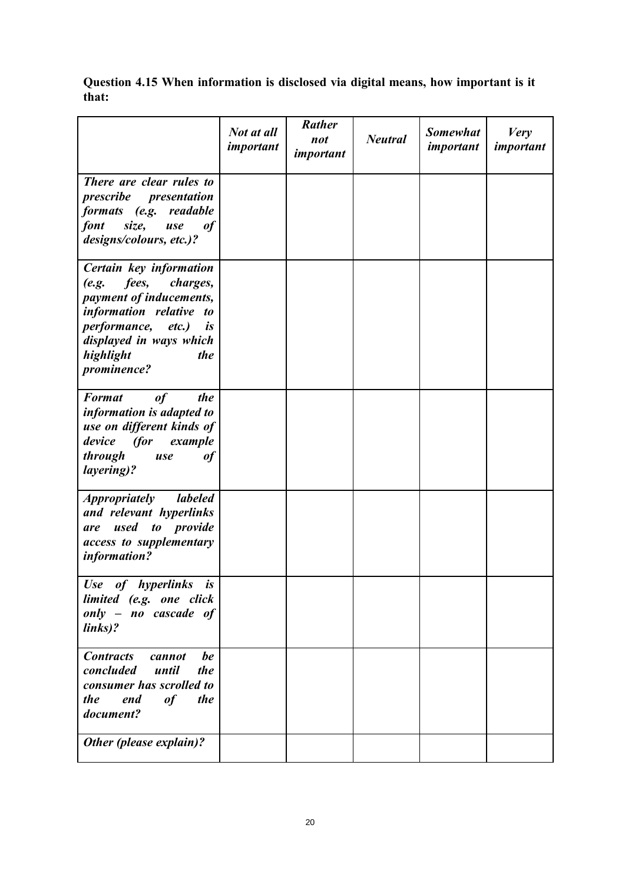**Question 4.15 When information is disclosed via digital means, how important is it that:**

| | *Not at all important* | *Rather not important* | *Neutral* | *Somewhat important* | *Very important* |
|---|---|---|---|---|---|
| ***There are clear rules to prescribe presentation formats (e.g. readable font size, use of designs/colours, etc.)?*** | | | | | |
| ***Certain key information (e.g. fees, charges, payment of inducements, information relative to performance, etc.) is displayed in ways which highlight the prominence?*** | | | | | |
| ***Format of the information is adapted to use on different kinds of device (for example through use of layering)?*** | | | | | |
| ***Appropriately labeled and relevant hyperlinks are used to provide access to supplementary information?*** | | | | | |
| ***Use of hyperlinks is limited (e.g. one click only – no cascade of links)?*** | | | | | |
| ***Contracts cannot be concluded until the consumer has scrolled to the end of the document?*** | | | | | |
| ***Other (please explain)?*** | | | | | |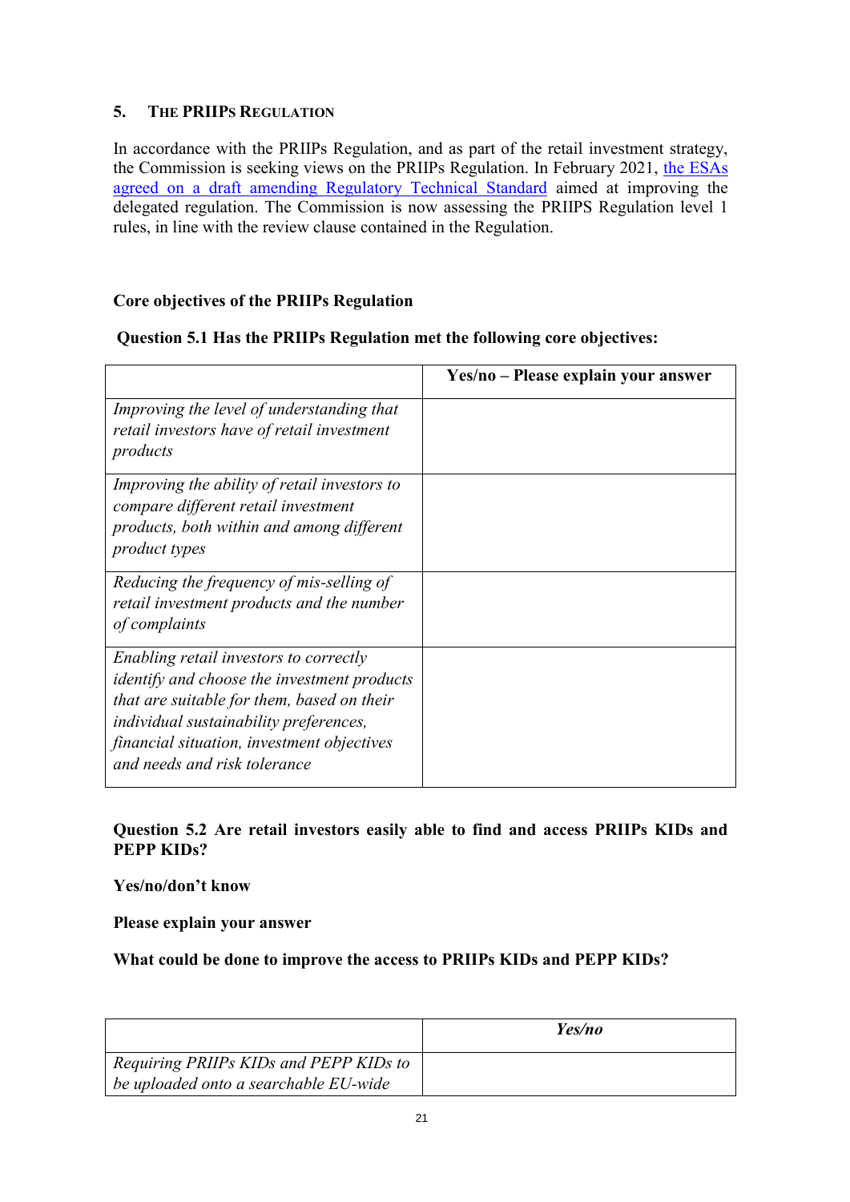## 5. The PRIIPs Regulation

In accordance with the PRIIPs Regulation, and as part of the retail investment strategy, the Commission is seeking views on the PRIIPs Regulation. In February 2021, [the ESAs agreed on a draft amending Regulatory Technical Standard] aimed at improving the delegated regulation. The Commission is now assessing the PRIIPS Regulation level 1 rules, in line with the review clause contained in the Regulation.

**Core objectives of the PRIIPs Regulation**

**Question 5.1 Has the PRIIPs Regulation met the following core objectives:**

| | **Yes/no – Please explain your answer** |
|---|---|
| *Improving the level of understanding that retail investors have of retail investment products* | |
| *Improving the ability of retail investors to compare different retail investment products, both within and among different product types* | |
| *Reducing the frequency of mis-selling of retail investment products and the number of complaints* | |
| *Enabling retail investors to correctly identify and choose the investment products that are suitable for them, based on their individual sustainability preferences, financial situation, investment objectives and needs and risk tolerance* | |

**Question 5.2 Are retail investors easily able to find and access PRIIPs KIDs and PEPP KIDs?**

**Yes/no/don't know**

**Please explain your answer**

**What could be done to improve the access to PRIIPs KIDs and PEPP KIDs?**

| | ***Yes/no*** |
|---|---|
| *Requiring PRIIPs KIDs and PEPP KIDs to be uploaded onto a searchable EU-wide* | |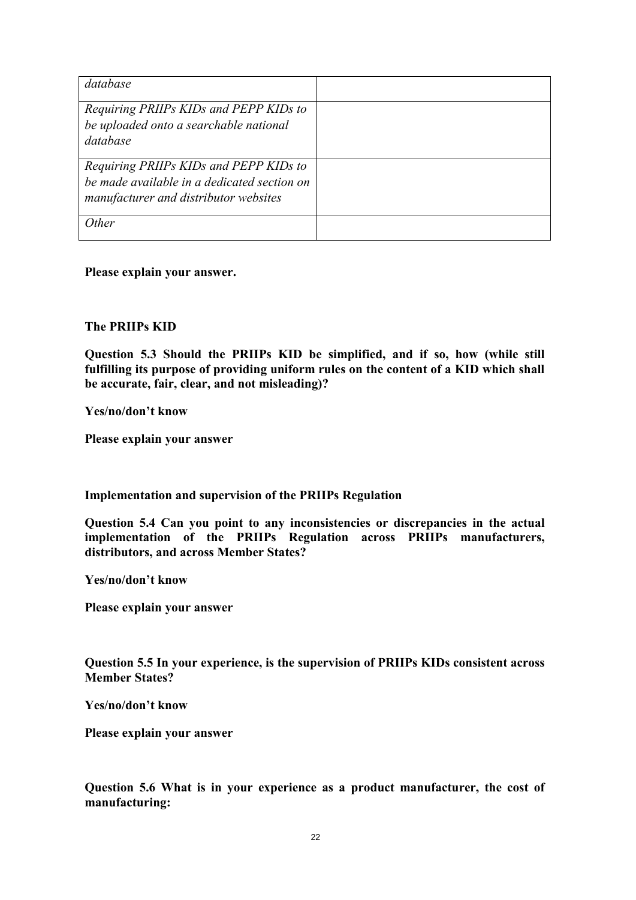| | |
|---|---|
| *database* | |
| *Requiring PRIIPs KIDs and PEPP KIDs to be uploaded onto a searchable national database* | |
| *Requiring PRIIPs KIDs and PEPP KIDs to be made available in a dedicated section on manufacturer and distributor websites* | |
| *Other* | |

**Please explain your answer.**

**The PRIIPs KID**

**Question 5.3 Should the PRIIPs KID be simplified, and if so, how (while still fulfilling its purpose of providing uniform rules on the content of a KID which shall be accurate, fair, clear, and not misleading)?**

**Yes/no/don't know**

**Please explain your answer**

**Implementation and supervision of the PRIIPs Regulation**

**Question 5.4 Can you point to any inconsistencies or discrepancies in the actual implementation of the PRIIPs Regulation across PRIIPs manufacturers, distributors, and across Member States?**

**Yes/no/don't know**

**Please explain your answer**

**Question 5.5 In your experience, is the supervision of PRIIPs KIDs consistent across Member States?**

**Yes/no/don't know**

**Please explain your answer**

**Question 5.6 What is in your experience as a product manufacturer, the cost of manufacturing:**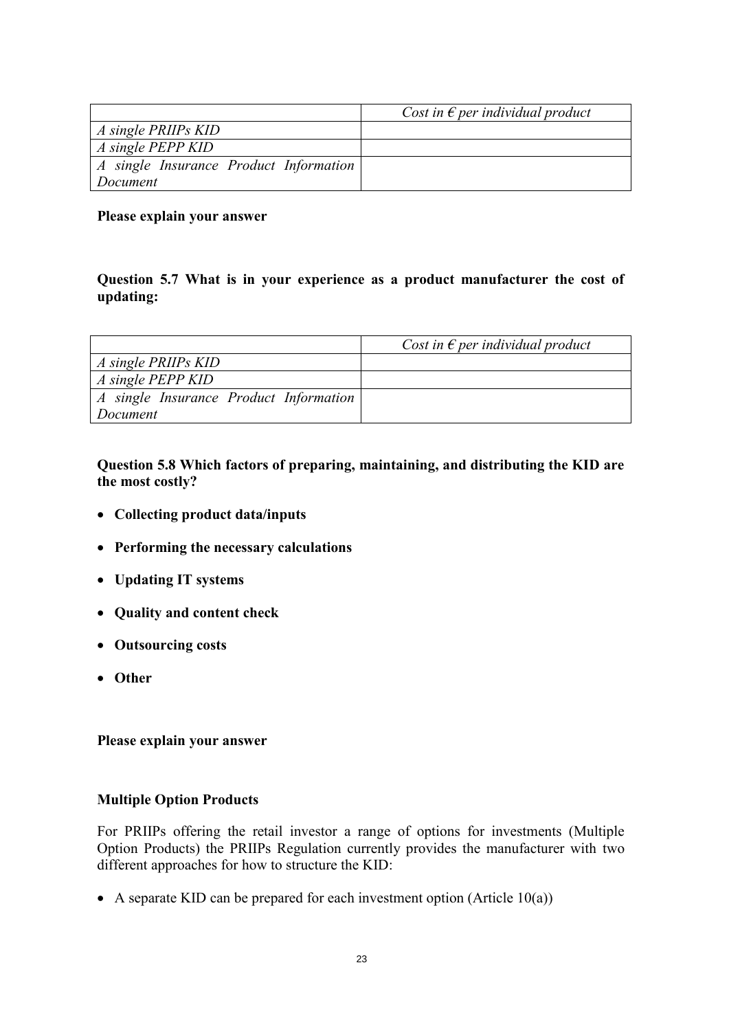| | *Cost in € per individual product* |
|---|---|
| *A single PRIIPs KID* | |
| *A single PEPP KID* | |
| *A single Insurance Product Information Document* | |

**Please explain your answer**

**Question 5.7 What is in your experience as a product manufacturer the cost of updating:**

| | *Cost in € per individual product* |
|---|---|
| *A single PRIIPs KID* | |
| *A single PEPP KID* | |
| *A single Insurance Product Information Document* | |

**Question 5.8 Which factors of preparing, maintaining, and distributing the KID are the most costly?**

- **Collecting product data/inputs**
- **Performing the necessary calculations**
- **Updating IT systems**
- **Quality and content check**
- **Outsourcing costs**
- **Other**

**Please explain your answer**

**Multiple Option Products**

For PRIIPs offering the retail investor a range of options for investments (Multiple Option Products) the PRIIPs Regulation currently provides the manufacturer with two different approaches for how to structure the KID:

- A separate KID can be prepared for each investment option (Article 10(a))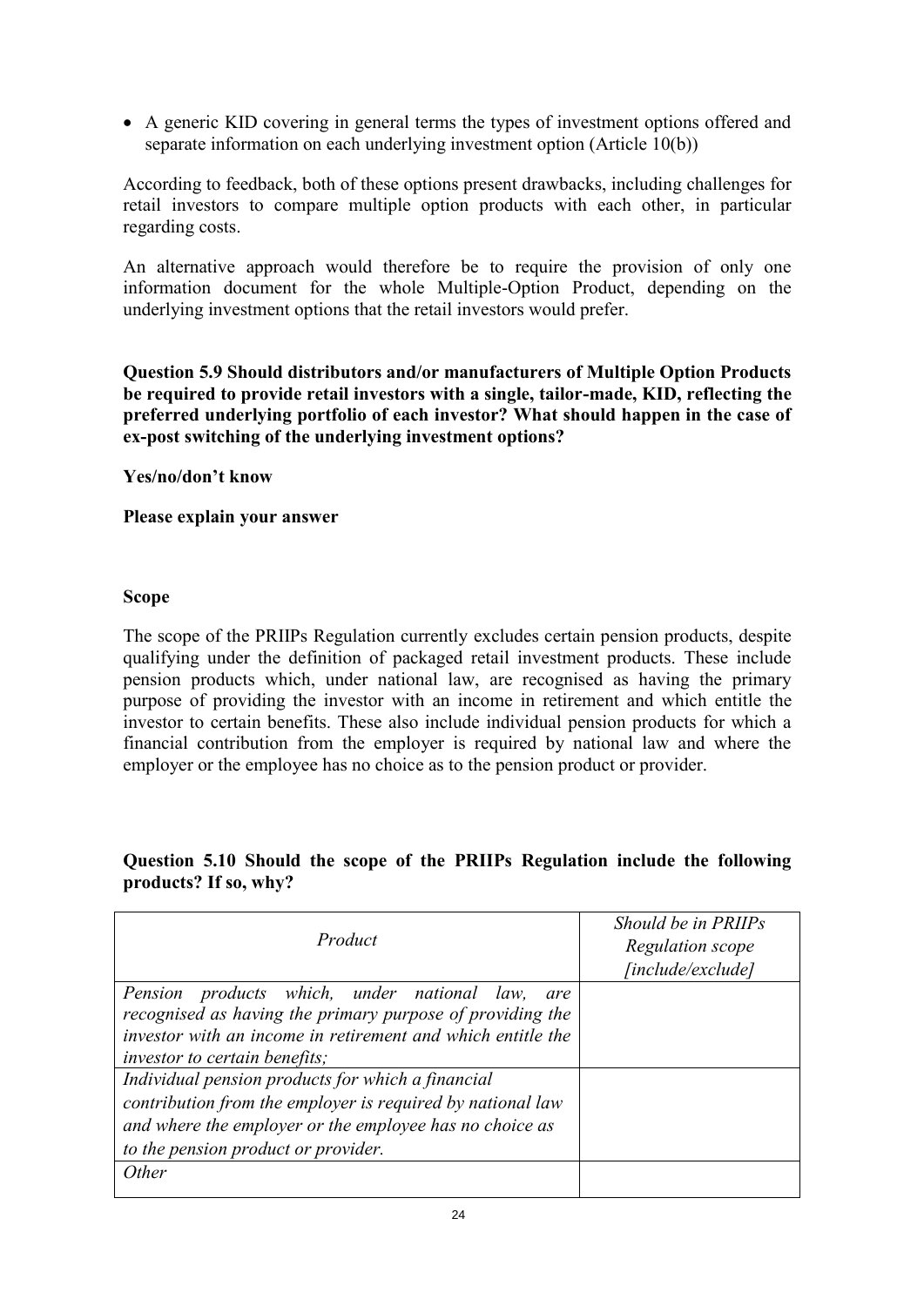- A generic KID covering in general terms the types of investment options offered and separate information on each underlying investment option (Article 10(b))

According to feedback, both of these options present drawbacks, including challenges for retail investors to compare multiple option products with each other, in particular regarding costs.

An alternative approach would therefore be to require the provision of only one information document for the whole Multiple-Option Product, depending on the underlying investment options that the retail investors would prefer.

**Question 5.9 Should distributors and/or manufacturers of Multiple Option Products be required to provide retail investors with a single, tailor-made, KID, reflecting the preferred underlying portfolio of each investor? What should happen in the case of ex-post switching of the underlying investment options?**

**Yes/no/don't know**

**Please explain your answer**

**Scope**

The scope of the PRIIPs Regulation currently excludes certain pension products, despite qualifying under the definition of packaged retail investment products. These include pension products which, under national law, are recognised as having the primary purpose of providing the investor with an income in retirement and which entitle the investor to certain benefits. These also include individual pension products for which a financial contribution from the employer is required by national law and where the employer or the employee has no choice as to the pension product or provider.

**Question 5.10 Should the scope of the PRIIPs Regulation include the following products? If so, why?**

| *Product* | *Should be in PRIIPs Regulation scope [include/exclude]* |
|---|---|
| *Pension products which, under national law, are recognised as having the primary purpose of providing the investor with an income in retirement and which entitle the investor to certain benefits;* | |
| *Individual pension products for which a financial contribution from the employer is required by national law and where the employer or the employee has no choice as to the pension product or provider.* | |
| *Other* | |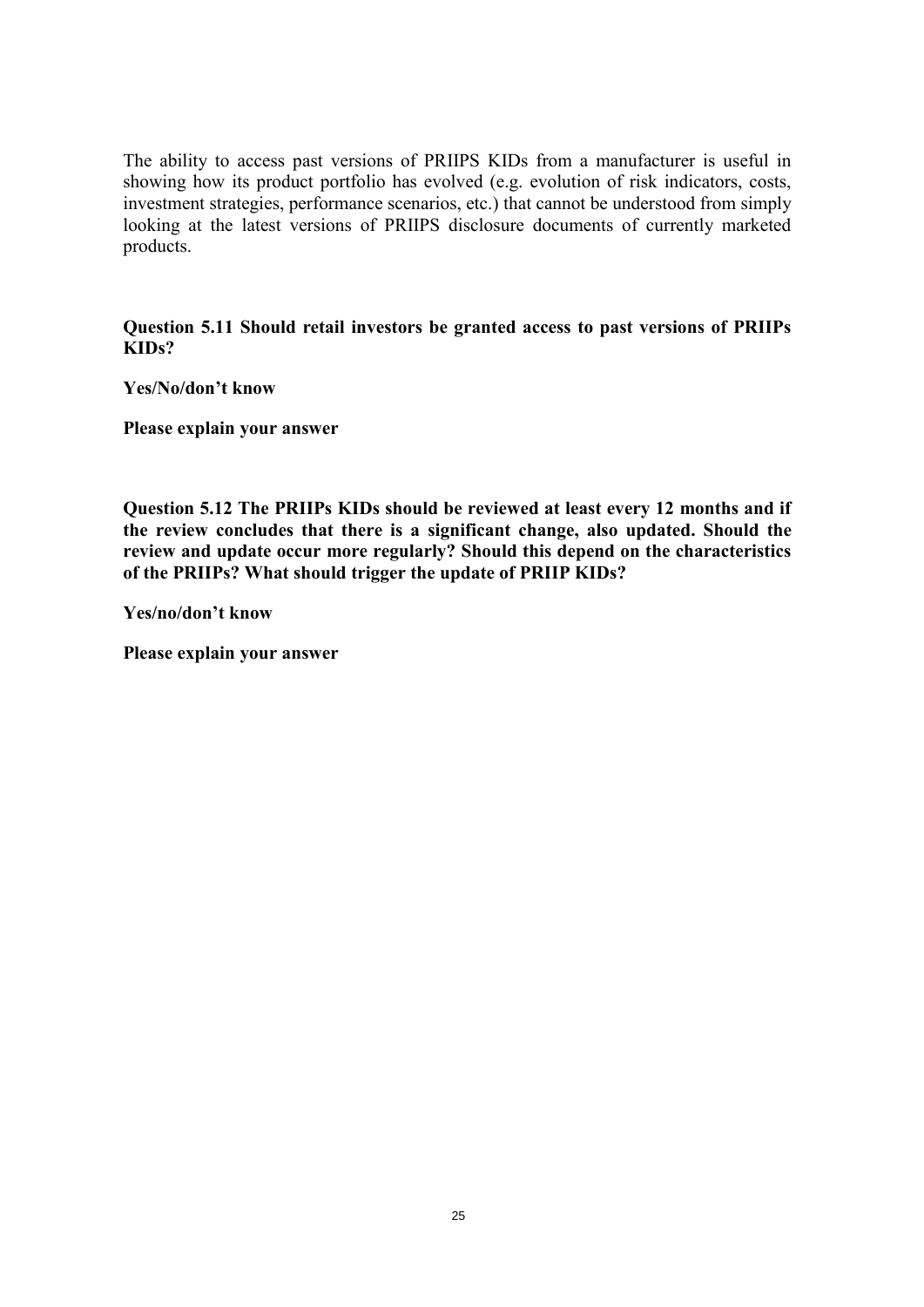The ability to access past versions of PRIIPS KIDs from a manufacturer is useful in showing how its product portfolio has evolved (e.g. evolution of risk indicators, costs, investment strategies, performance scenarios, etc.) that cannot be understood from simply looking at the latest versions of PRIIPS disclosure documents of currently marketed products.

**Question 5.11 Should retail investors be granted access to past versions of PRIIPs KIDs?**

**Yes/No/don't know**

**Please explain your answer**

**Question 5.12 The PRIIPs KIDs should be reviewed at least every 12 months and if the review concludes that there is a significant change, also updated. Should the review and update occur more regularly? Should this depend on the characteristics of the PRIIPs? What should trigger the update of PRIIP KIDs?**

**Yes/no/don't know**

**Please explain your answer**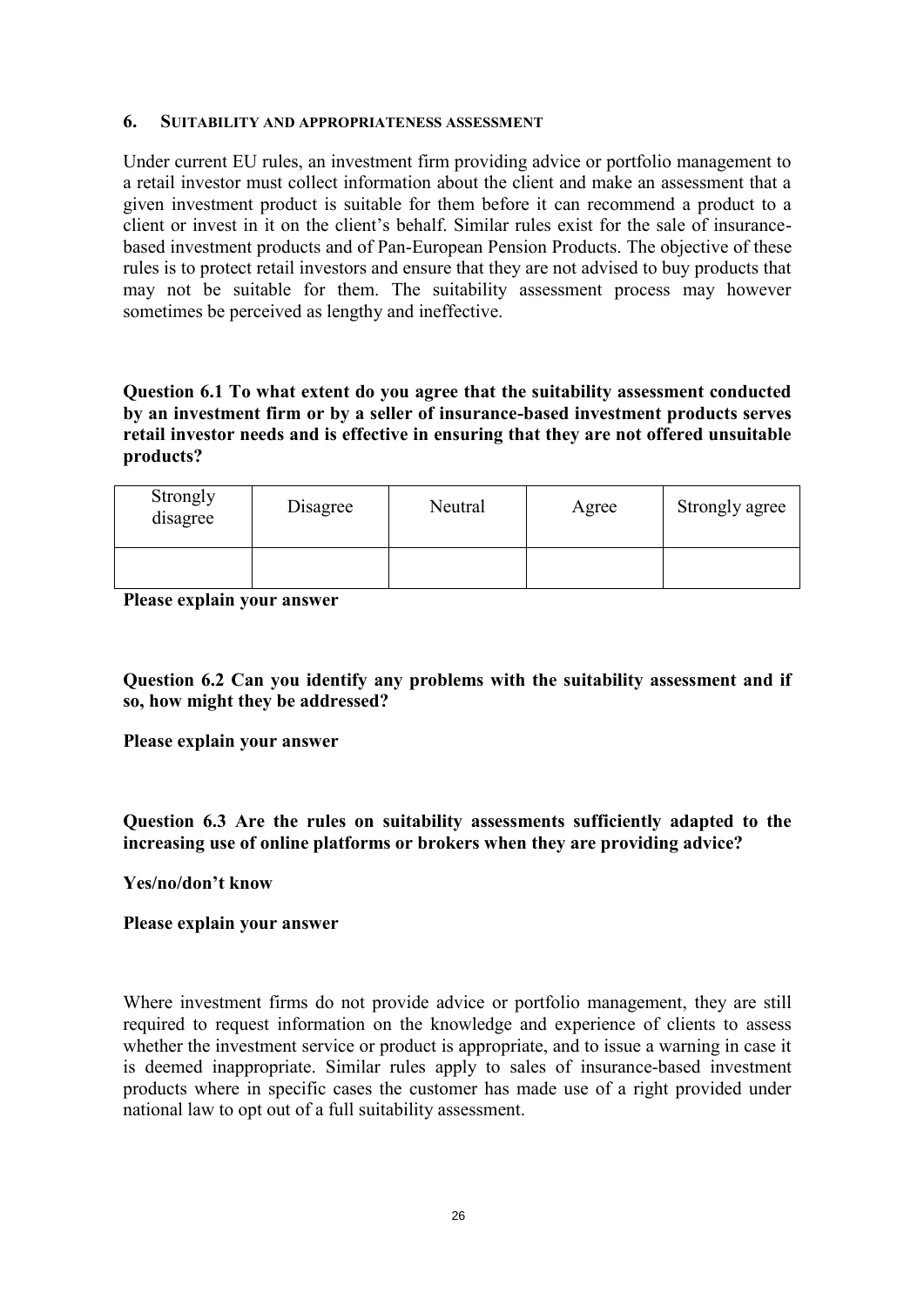## 6. Suitability and appropriateness assessment

Under current EU rules, an investment firm providing advice or portfolio management to a retail investor must collect information about the client and make an assessment that a given investment product is suitable for them before it can recommend a product to a client or invest in it on the client's behalf. Similar rules exist for the sale of insurance-based investment products and of Pan-European Pension Products. The objective of these rules is to protect retail investors and ensure that they are not advised to buy products that may not be suitable for them. The suitability assessment process may however sometimes be perceived as lengthy and ineffective.

**Question 6.1 To what extent do you agree that the suitability assessment conducted by an investment firm or by a seller of insurance-based investment products serves retail investor needs and is effective in ensuring that they are not offered unsuitable products?**

| Strongly disagree | Disagree | Neutral | Agree | Strongly agree |
|---|---|---|---|---|
| | | | | |

**Please explain your answer**

**Question 6.2 Can you identify any problems with the suitability assessment and if so, how might they be addressed?**

**Please explain your answer**

**Question 6.3 Are the rules on suitability assessments sufficiently adapted to the increasing use of online platforms or brokers when they are providing advice?**

**Yes/no/don't know**

**Please explain your answer**

Where investment firms do not provide advice or portfolio management, they are still required to request information on the knowledge and experience of clients to assess whether the investment service or product is appropriate, and to issue a warning in case it is deemed inappropriate. Similar rules apply to sales of insurance-based investment products where in specific cases the customer has made use of a right provided under national law to opt out of a full suitability assessment.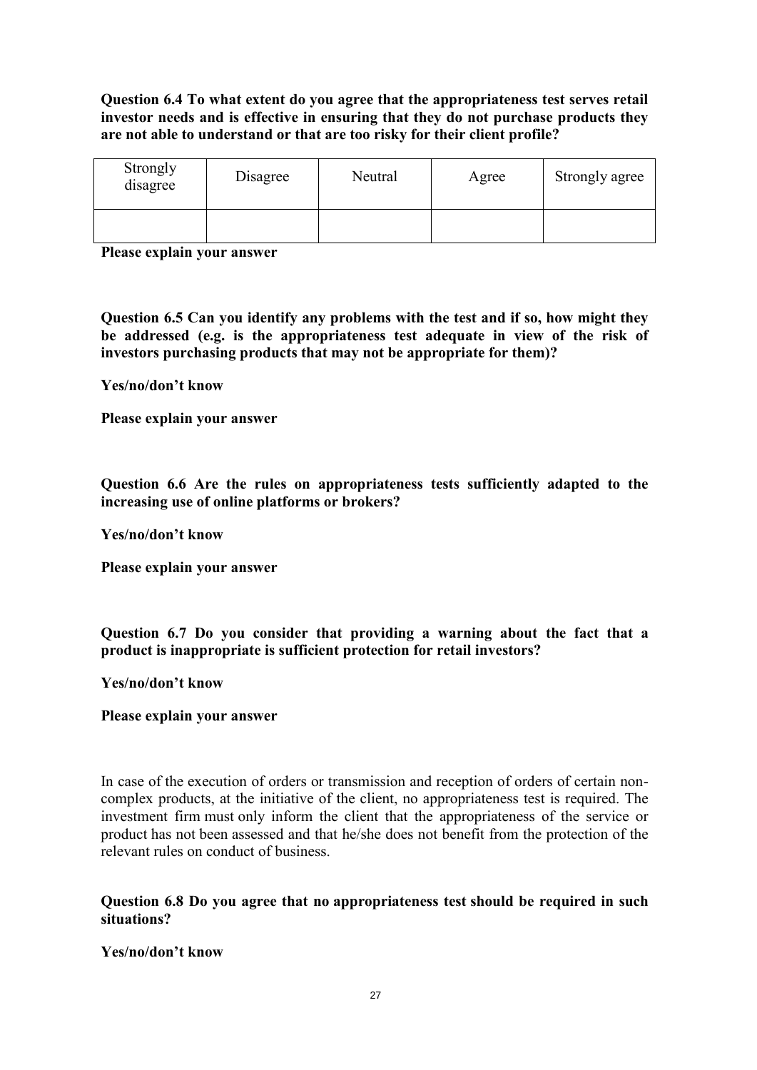**Question 6.4 To what extent do you agree that the appropriateness test serves retail investor needs and is effective in ensuring that they do not purchase products they are not able to understand or that are too risky for their client profile?**

| Strongly disagree | Disagree | Neutral | Agree | Strongly agree |
| --- | --- | --- | --- | --- |
| | | | | |

**Please explain your answer**

**Question 6.5 Can you identify any problems with the test and if so, how might they be addressed (e.g. is the appropriateness test adequate in view of the risk of investors purchasing products that may not be appropriate for them)?**

**Yes/no/don't know**

**Please explain your answer**

**Question 6.6 Are the rules on appropriateness tests sufficiently adapted to the increasing use of online platforms or brokers?**

**Yes/no/don't know**

**Please explain your answer**

**Question 6.7 Do you consider that providing a warning about the fact that a product is inappropriate is sufficient protection for retail investors?**

**Yes/no/don't know**

**Please explain your answer**

In case of the execution of orders or transmission and reception of orders of certain non-complex products, at the initiative of the client, no appropriateness test is required. The investment firm must only inform the client that the appropriateness of the service or product has not been assessed and that he/she does not benefit from the protection of the relevant rules on conduct of business.

**Question 6.8 Do you agree that no appropriateness test should be required in such situations?**

**Yes/no/don't know**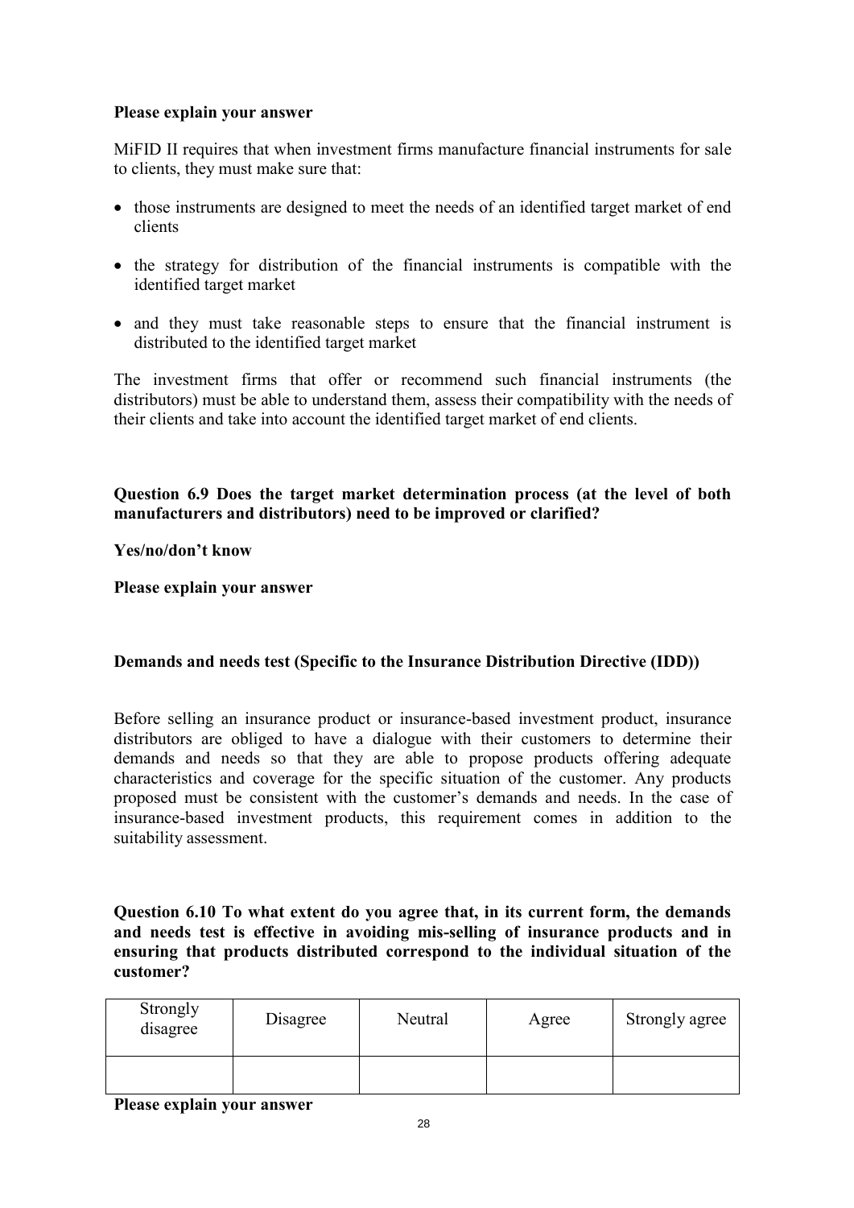**Please explain your answer**

MiFID II requires that when investment firms manufacture financial instruments for sale to clients, they must make sure that:

- those instruments are designed to meet the needs of an identified target market of end clients
- the strategy for distribution of the financial instruments is compatible with the identified target market
- and they must take reasonable steps to ensure that the financial instrument is distributed to the identified target market

The investment firms that offer or recommend such financial instruments (the distributors) must be able to understand them, assess their compatibility with the needs of their clients and take into account the identified target market of end clients.

**Question 6.9 Does the target market determination process (at the level of both manufacturers and distributors) need to be improved or clarified?**

**Yes/no/don't know**

**Please explain your answer**

**Demands and needs test (Specific to the Insurance Distribution Directive (IDD))**

Before selling an insurance product or insurance-based investment product, insurance distributors are obliged to have a dialogue with their customers to determine their demands and needs so that they are able to propose products offering adequate characteristics and coverage for the specific situation of the customer. Any products proposed must be consistent with the customer's demands and needs. In the case of insurance-based investment products, this requirement comes in addition to the suitability assessment.

**Question 6.10 To what extent do you agree that, in its current form, the demands and needs test is effective in avoiding mis-selling of insurance products and in ensuring that products distributed correspond to the individual situation of the customer?**

| Strongly disagree | Disagree | Neutral | Agree | Strongly agree |
| --- | --- | --- | --- | --- |
| | | | | |

**Please explain your answer**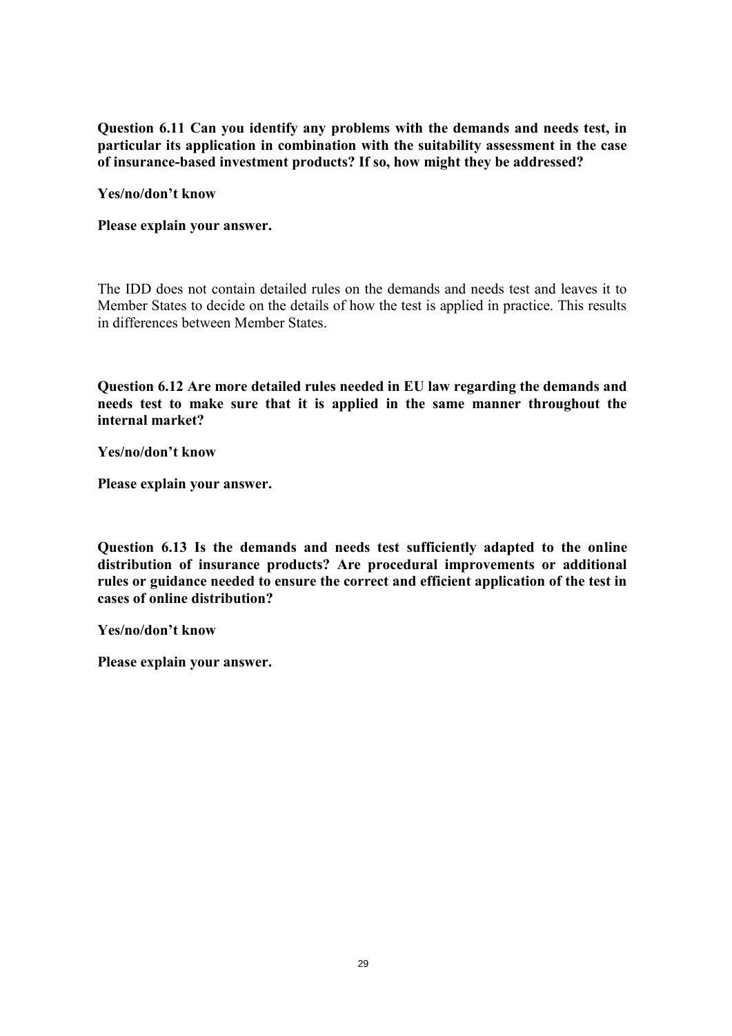**Question 6.11 Can you identify any problems with the demands and needs test, in particular its application in combination with the suitability assessment in the case of insurance-based investment products? If so, how might they be addressed?**

**Yes/no/don't know**

**Please explain your answer.**

The IDD does not contain detailed rules on the demands and needs test and leaves it to Member States to decide on the details of how the test is applied in practice. This results in differences between Member States.

**Question 6.12 Are more detailed rules needed in EU law regarding the demands and needs test to make sure that it is applied in the same manner throughout the internal market?**

**Yes/no/don't know**

**Please explain your answer.**

**Question 6.13 Is the demands and needs test sufficiently adapted to the online distribution of insurance products? Are procedural improvements or additional rules or guidance needed to ensure the correct and efficient application of the test in cases of online distribution?**

**Yes/no/don't know**

**Please explain your answer.**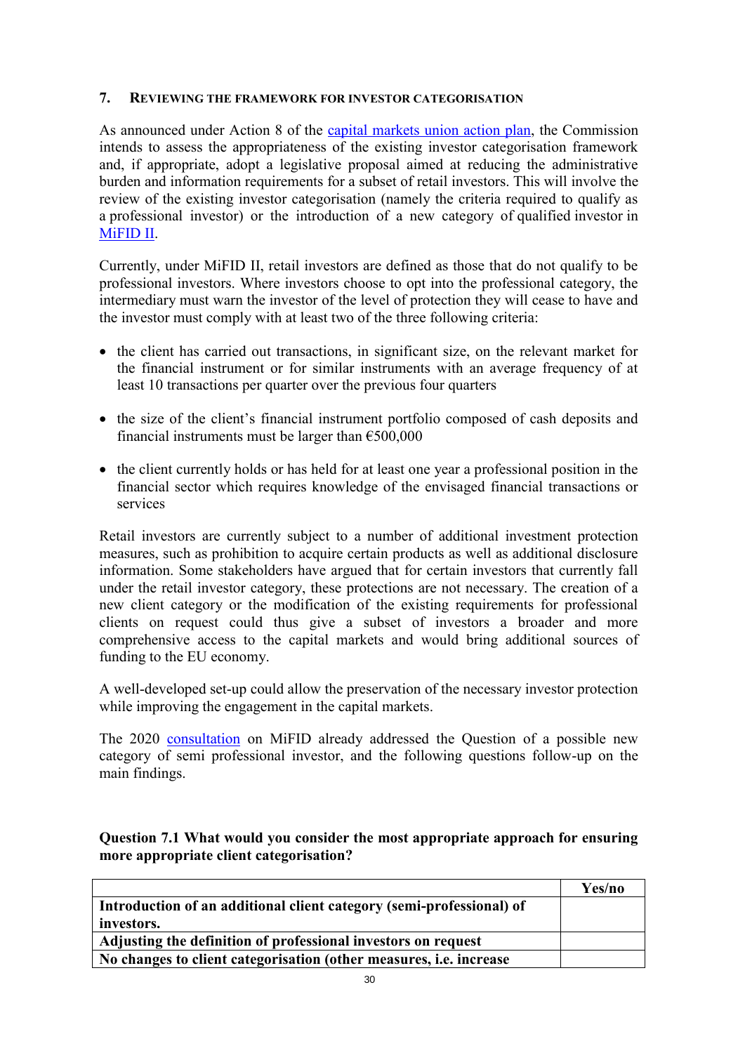## 7. Reviewing the framework for investor categorisation

As announced under Action 8 of the capital markets union action plan, the Commission intends to assess the appropriateness of the existing investor categorisation framework and, if appropriate, adopt a legislative proposal aimed at reducing the administrative burden and information requirements for a subset of retail investors. This will involve the review of the existing investor categorisation (namely the criteria required to qualify as a professional investor) or the introduction of a new category of qualified investor in MiFID II.

Currently, under MiFID II, retail investors are defined as those that do not qualify to be professional investors. Where investors choose to opt into the professional category, the intermediary must warn the investor of the level of protection they will cease to have and the investor must comply with at least two of the three following criteria:

- the client has carried out transactions, in significant size, on the relevant market for the financial instrument or for similar instruments with an average frequency of at least 10 transactions per quarter over the previous four quarters
- the size of the client's financial instrument portfolio composed of cash deposits and financial instruments must be larger than €500,000
- the client currently holds or has held for at least one year a professional position in the financial sector which requires knowledge of the envisaged financial transactions or services

Retail investors are currently subject to a number of additional investment protection measures, such as prohibition to acquire certain products as well as additional disclosure information. Some stakeholders have argued that for certain investors that currently fall under the retail investor category, these protections are not necessary. The creation of a new client category or the modification of the existing requirements for professional clients on request could thus give a subset of investors a broader and more comprehensive access to the capital markets and would bring additional sources of funding to the EU economy.

A well-developed set-up could allow the preservation of the necessary investor protection while improving the engagement in the capital markets.

The 2020 consultation on MiFID already addressed the Question of a possible new category of semi professional investor, and the following questions follow-up on the main findings.

**Question 7.1 What would you consider the most appropriate approach for ensuring more appropriate client categorisation?**

| | **Yes/no** |
|---|---|
| **Introduction of an additional client category (semi-professional) of investors.** | |
| **Adjusting the definition of professional investors on request** | |
| **No changes to client categorisation (other measures, i.e. increase** | |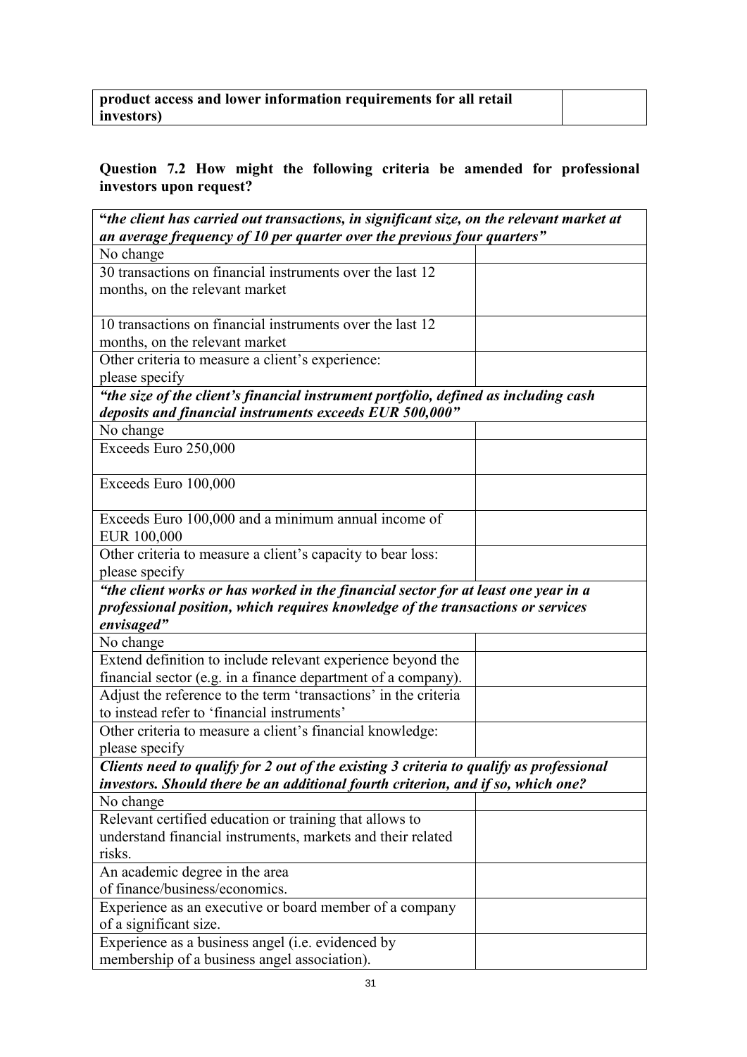| **product access and lower information requirements for all retail investors)** | |
|---|---|

**Question 7.2 How might the following criteria be amended for professional investors upon request?**

| ***"the client has carried out transactions, in significant size, on the relevant market at an average frequency of 10 per quarter over the previous four quarters"*** | |
|---|---|
| No change | |
| 30 transactions on financial instruments over the last 12 months, on the relevant market | |
| 10 transactions on financial instruments over the last 12 months, on the relevant market | |
| Other criteria to measure a client's experience: please specify | |
| ***"the size of the client's financial instrument portfolio, defined as including cash deposits and financial instruments exceeds EUR 500,000"*** | |
| No change | |
| Exceeds Euro 250,000 | |
| Exceeds Euro 100,000 | |
| Exceeds Euro 100,000 and a minimum annual income of EUR 100,000 | |
| Other criteria to measure a client's capacity to bear loss: please specify | |
| ***"the client works or has worked in the financial sector for at least one year in a professional position, which requires knowledge of the transactions or services envisaged"*** | |
| No change | |
| Extend definition to include relevant experience beyond the financial sector (e.g. in a finance department of a company). | |
| Adjust the reference to the term 'transactions' in the criteria to instead refer to 'financial instruments' | |
| Other criteria to measure a client's financial knowledge: please specify | |
| ***Clients need to qualify for 2 out of the existing 3 criteria to qualify as professional investors. Should there be an additional fourth criterion, and if so, which one?*** | |
| No change | |
| Relevant certified education or training that allows to understand financial instruments, markets and their related risks. | |
| An academic degree in the area of finance/business/economics. | |
| Experience as an executive or board member of a company of a significant size. | |
| Experience as a business angel (i.e. evidenced by membership of a business angel association). | |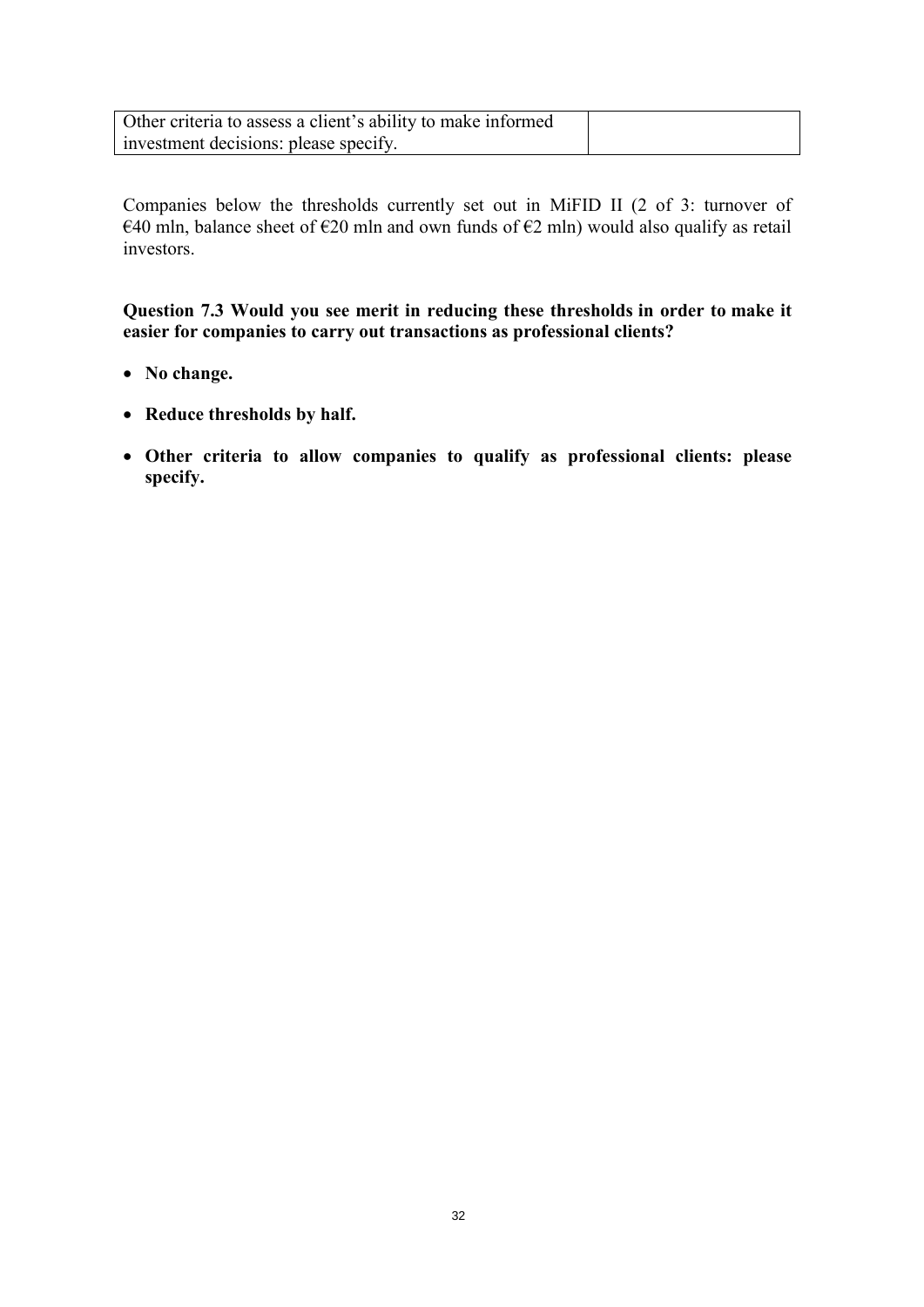| Other criteria to assess a client's ability to make informed investment decisions: please specify. | |
|---|---|

Companies below the thresholds currently set out in MiFID II (2 of 3: turnover of €40 mln, balance sheet of €20 mln and own funds of €2 mln) would also qualify as retail investors.

**Question 7.3 Would you see merit in reducing these thresholds in order to make it easier for companies to carry out transactions as professional clients?**

- **No change.**
- **Reduce thresholds by half.**
- **Other criteria to allow companies to qualify as professional clients: please specify.**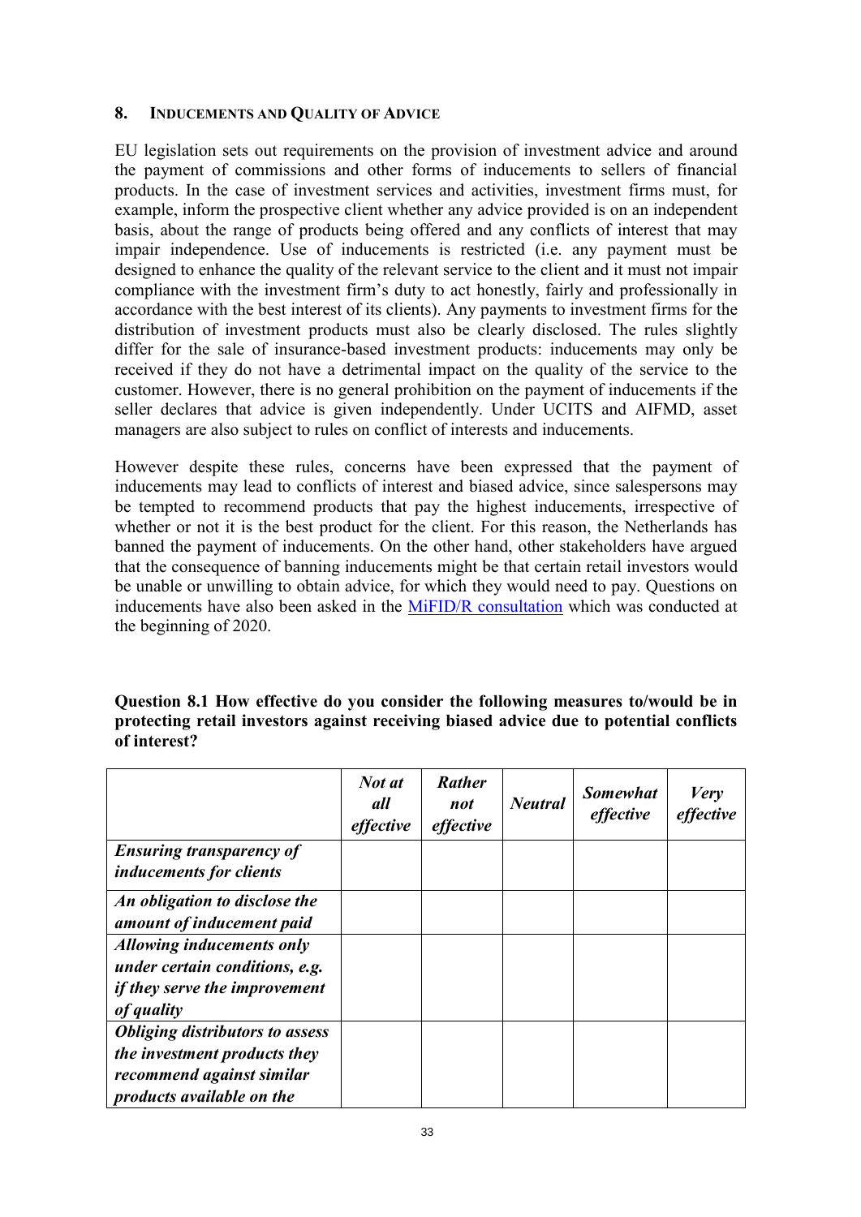## 8. INDUCEMENTS AND QUALITY OF ADVICE

EU legislation sets out requirements on the provision of investment advice and around the payment of commissions and other forms of inducements to sellers of financial products. In the case of investment services and activities, investment firms must, for example, inform the prospective client whether any advice provided is on an independent basis, about the range of products being offered and any conflicts of interest that may impair independence. Use of inducements is restricted (i.e. any payment must be designed to enhance the quality of the relevant service to the client and it must not impair compliance with the investment firm's duty to act honestly, fairly and professionally in accordance with the best interest of its clients). Any payments to investment firms for the distribution of investment products must also be clearly disclosed. The rules slightly differ for the sale of insurance-based investment products: inducements may only be received if they do not have a detrimental impact on the quality of the service to the customer. However, there is no general prohibition on the payment of inducements if the seller declares that advice is given independently. Under UCITS and AIFMD, asset managers are also subject to rules on conflict of interests and inducements.

However despite these rules, concerns have been expressed that the payment of inducements may lead to conflicts of interest and biased advice, since salespersons may be tempted to recommend products that pay the highest inducements, irrespective of whether or not it is the best product for the client. For this reason, the Netherlands has banned the payment of inducements. On the other hand, other stakeholders have argued that the consequence of banning inducements might be that certain retail investors would be unable or unwilling to obtain advice, for which they would need to pay. Questions on inducements have also been asked in the [MiFID/R consultation](MiFID/R consultation) which was conducted at the beginning of 2020.

**Question 8.1 How effective do you consider the following measures to/would be in protecting retail investors against receiving biased advice due to potential conflicts of interest?**

| | *Not at all effective* | *Rather not effective* | *Neutral* | *Somewhat effective* | *Very effective* |
|---|---|---|---|---|---|
| ***Ensuring transparency of inducements for clients*** | | | | | |
| ***An obligation to disclose the amount of inducement paid*** | | | | | |
| ***Allowing inducements only under certain conditions, e.g. if they serve the improvement of quality*** | | | | | |
| ***Obliging distributors to assess the investment products they recommend against similar products available on the*** | | | | | |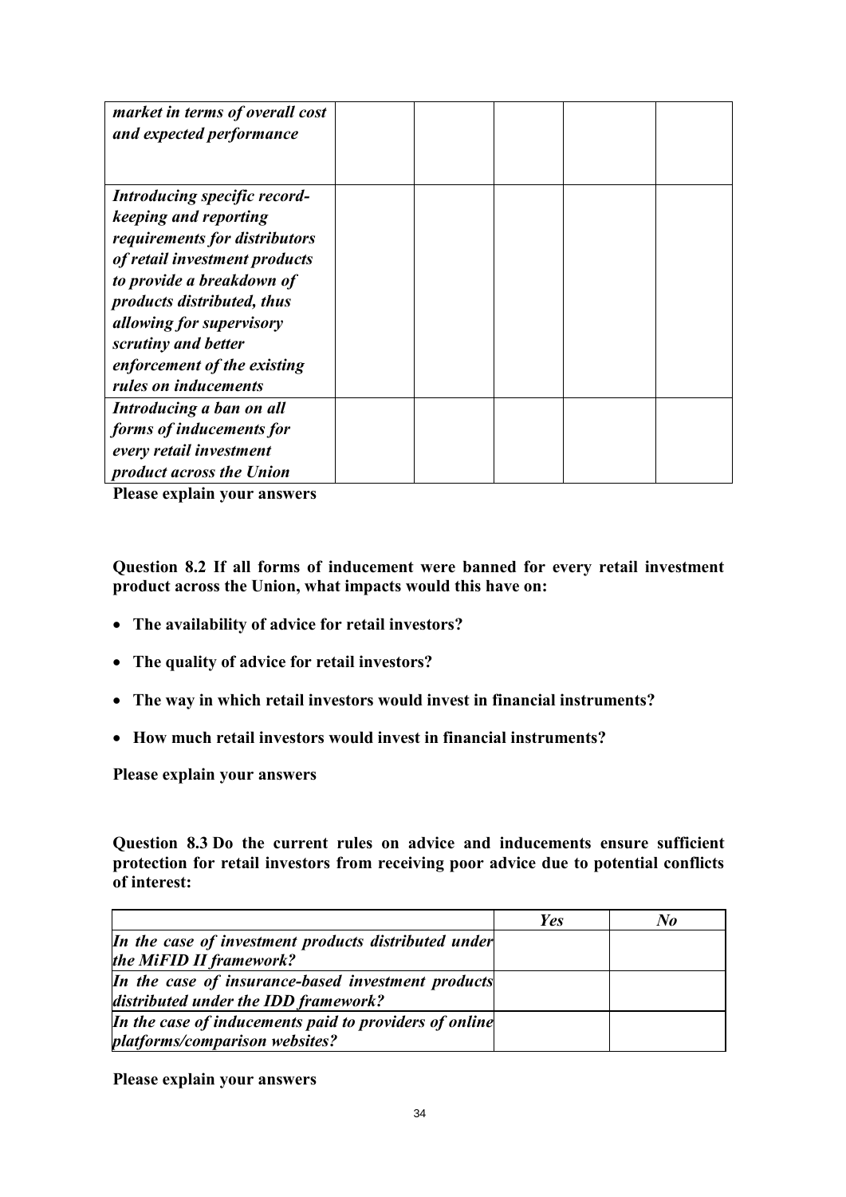| | | | | |
|---|---|---|---|---|
| ***market in terms of overall cost and expected performance*** | | | | |
| ***Introducing specific record-keeping and reporting requirements for distributors of retail investment products to provide a breakdown of products distributed, thus allowing for supervisory scrutiny and better enforcement of the existing rules on inducements*** | | | | |
| ***Introducing a ban on all forms of inducements for every retail investment product across the Union*** | | | | |

**Please explain your answers**

**Question 8.2 If all forms of inducement were banned for every retail investment product across the Union, what impacts would this have on:**

- **The availability of advice for retail investors?**
- **The quality of advice for retail investors?**
- **The way in which retail investors would invest in financial instruments?**
- **How much retail investors would invest in financial instruments?**

**Please explain your answers**

**Question 8.3 Do the current rules on advice and inducements ensure sufficient protection for retail investors from receiving poor advice due to potential conflicts of interest:**

| | ***Yes*** | ***No*** |
|---|---|---|
| ***In the case of investment products distributed under the MiFID II framework?*** | | |
| ***In the case of insurance-based investment products distributed under the IDD framework?*** | | |
| ***In the case of inducements paid to providers of online platforms/comparison websites?*** | | |

**Please explain your answers**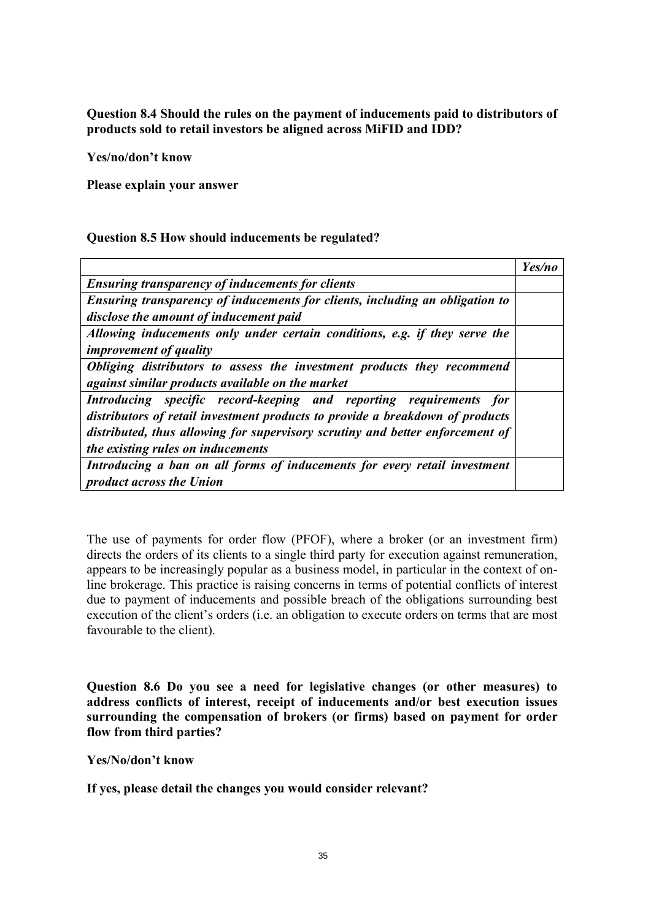**Question 8.4 Should the rules on the payment of inducements paid to distributors of products sold to retail investors be aligned across MiFID and IDD?**

**Yes/no/don't know**

**Please explain your answer**

**Question 8.5 How should inducements be regulated?**

| | ***Yes/no*** |
|---|---|
| ***Ensuring transparency of inducements for clients*** | |
| ***Ensuring transparency of inducements for clients, including an obligation to disclose the amount of inducement paid*** | |
| ***Allowing inducements only under certain conditions, e.g. if they serve the improvement of quality*** | |
| ***Obliging distributors to assess the investment products they recommend against similar products available on the market*** | |
| ***Introducing specific record-keeping and reporting requirements for distributors of retail investment products to provide a breakdown of products distributed, thus allowing for supervisory scrutiny and better enforcement of the existing rules on inducements*** | |
| ***Introducing a ban on all forms of inducements for every retail investment product across the Union*** | |

The use of payments for order flow (PFOF), where a broker (or an investment firm) directs the orders of its clients to a single third party for execution against remuneration, appears to be increasingly popular as a business model, in particular in the context of on-line brokerage. This practice is raising concerns in terms of potential conflicts of interest due to payment of inducements and possible breach of the obligations surrounding best execution of the client's orders (i.e. an obligation to execute orders on terms that are most favourable to the client).

**Question 8.6 Do you see a need for legislative changes (or other measures) to address conflicts of interest, receipt of inducements and/or best execution issues surrounding the compensation of brokers (or firms) based on payment for order flow from third parties?**

**Yes/No/don't know**

**If yes, please detail the changes you would consider relevant?**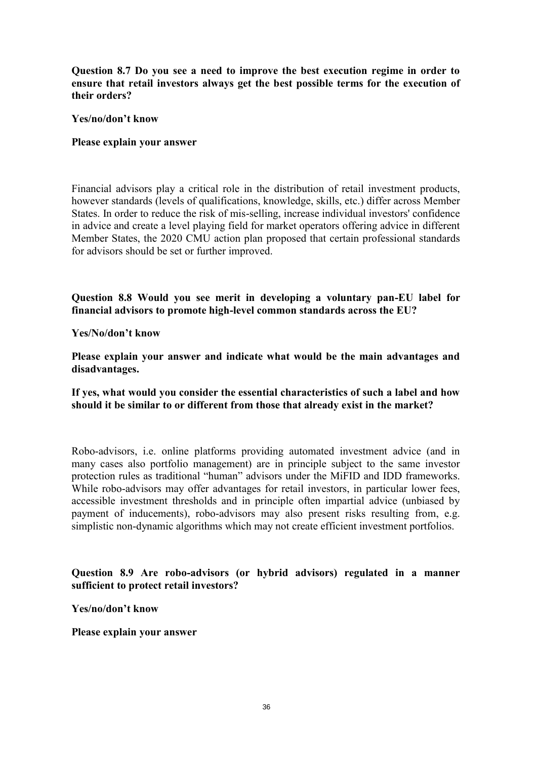**Question 8.7 Do you see a need to improve the best execution regime in order to ensure that retail investors always get the best possible terms for the execution of their orders?**

**Yes/no/don't know**

**Please explain your answer**

Financial advisors play a critical role in the distribution of retail investment products, however standards (levels of qualifications, knowledge, skills, etc.) differ across Member States. In order to reduce the risk of mis-selling, increase individual investors' confidence in advice and create a level playing field for market operators offering advice in different Member States, the 2020 CMU action plan proposed that certain professional standards for advisors should be set or further improved.

**Question 8.8 Would you see merit in developing a voluntary pan-EU label for financial advisors to promote high-level common standards across the EU?**

**Yes/No/don't know**

**Please explain your answer and indicate what would be the main advantages and disadvantages.**

**If yes, what would you consider the essential characteristics of such a label and how should it be similar to or different from those that already exist in the market?**

Robo-advisors, i.e. online platforms providing automated investment advice (and in many cases also portfolio management) are in principle subject to the same investor protection rules as traditional "human" advisors under the MiFID and IDD frameworks. While robo-advisors may offer advantages for retail investors, in particular lower fees, accessible investment thresholds and in principle often impartial advice (unbiased by payment of inducements), robo-advisors may also present risks resulting from, e.g. simplistic non-dynamic algorithms which may not create efficient investment portfolios.

**Question 8.9 Are robo-advisors (or hybrid advisors) regulated in a manner sufficient to protect retail investors?**

**Yes/no/don't know**

**Please explain your answer**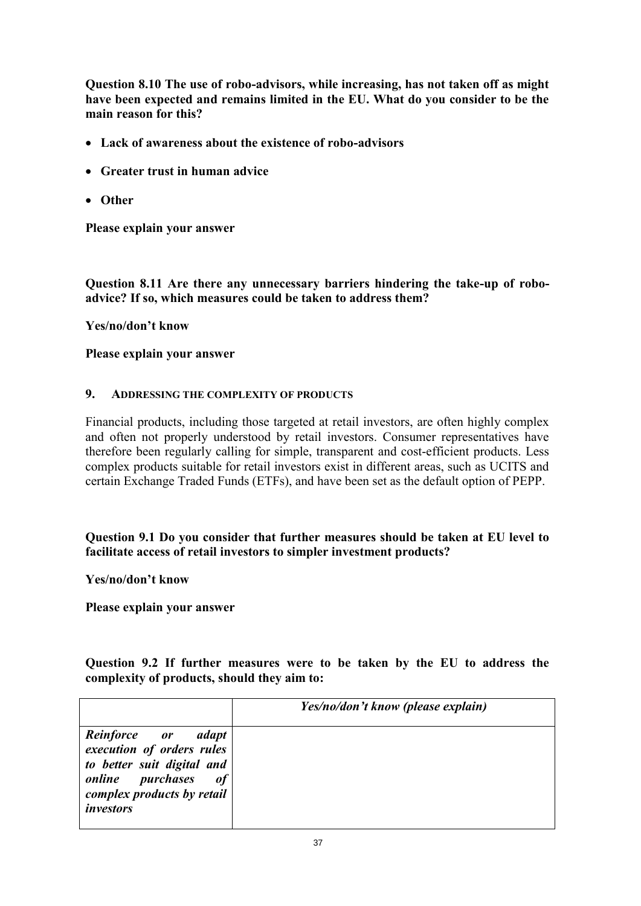**Question 8.10 The use of robo-advisors, while increasing, has not taken off as might have been expected and remains limited in the EU. What do you consider to be the main reason for this?**

- **Lack of awareness about the existence of robo-advisors**
- **Greater trust in human advice**
- **Other**

**Please explain your answer**

**Question 8.11 Are there any unnecessary barriers hindering the take-up of robo-advice? If so, which measures could be taken to address them?**

**Yes/no/don't know**

**Please explain your answer**

## 9. ADDRESSING THE COMPLEXITY OF PRODUCTS

Financial products, including those targeted at retail investors, are often highly complex and often not properly understood by retail investors. Consumer representatives have therefore been regularly calling for simple, transparent and cost-efficient products. Less complex products suitable for retail investors exist in different areas, such as UCITS and certain Exchange Traded Funds (ETFs), and have been set as the default option of PEPP.

**Question 9.1 Do you consider that further measures should be taken at EU level to facilitate access of retail investors to simpler investment products?**

**Yes/no/don't know**

**Please explain your answer**

**Question 9.2 If further measures were to be taken by the EU to address the complexity of products, should they aim to:**

| | ***Yes/no/don't know (please explain)*** |
|---|---|
| ***Reinforce or adapt execution of orders rules to better suit digital and online purchases of complex products by retail investors*** | |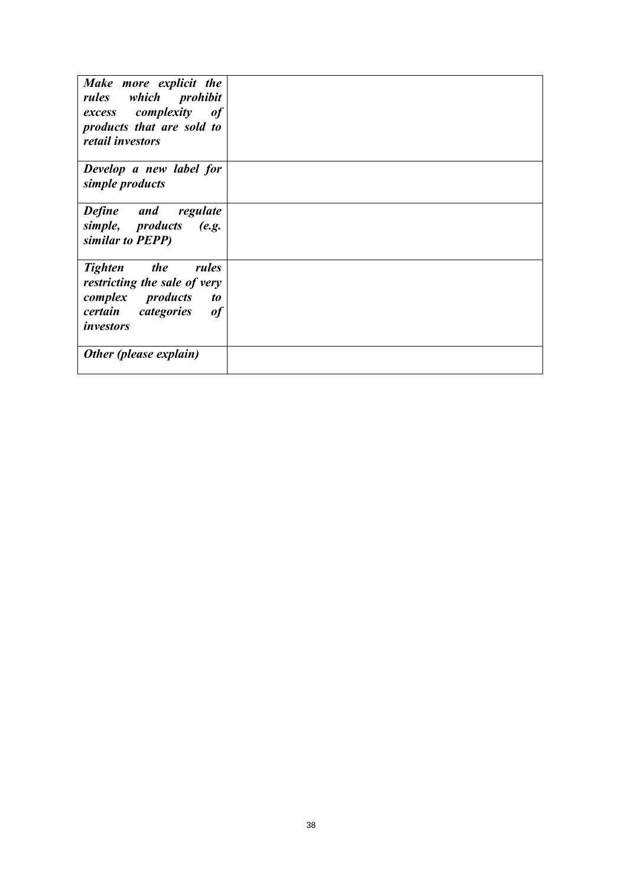| | |
|---|---|
| ***Make more explicit the rules which prohibit excess complexity of products that are sold to retail investors*** | |
| ***Develop a new label for simple products*** | |
| ***Define and regulate simple, products (e.g. similar to PEPP)*** | |
| ***Tighten the rules restricting the sale of very complex products to certain categories of investors*** | |
| ***Other (please explain)*** | |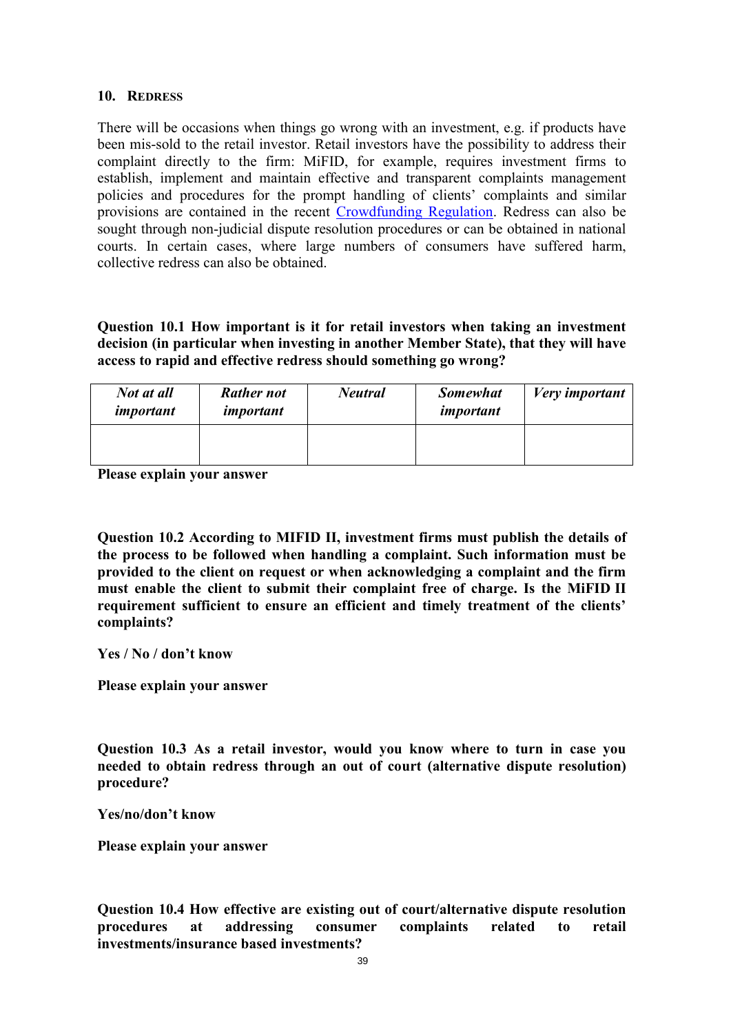## 10. REDRESS

There will be occasions when things go wrong with an investment, e.g. if products have been mis-sold to the retail investor. Retail investors have the possibility to address their complaint directly to the firm: MiFID, for example, requires investment firms to establish, implement and maintain effective and transparent complaints management policies and procedures for the prompt handling of clients' complaints and similar provisions are contained in the recent [Crowdfunding Regulation](). Redress can also be sought through non-judicial dispute resolution procedures or can be obtained in national courts. In certain cases, where large numbers of consumers have suffered harm, collective redress can also be obtained.

**Question 10.1 How important is it for retail investors when taking an investment decision (in particular when investing in another Member State), that they will have access to rapid and effective redress should something go wrong?**

| *Not at all important* | *Rather not important* | *Neutral* | *Somewhat important* | *Very important* |
|---|---|---|---|---|
| | | | | |

**Please explain your answer**

**Question 10.2 According to MIFID II, investment firms must publish the details of the process to be followed when handling a complaint. Such information must be provided to the client on request or when acknowledging a complaint and the firm must enable the client to submit their complaint free of charge. Is the MiFID II requirement sufficient to ensure an efficient and timely treatment of the clients' complaints?**

**Yes / No / don't know**

**Please explain your answer**

**Question 10.3 As a retail investor, would you know where to turn in case you needed to obtain redress through an out of court (alternative dispute resolution) procedure?**

**Yes/no/don't know**

**Please explain your answer**

**Question 10.4 How effective are existing out of court/alternative dispute resolution procedures at addressing consumer complaints related to retail investments/insurance based investments?**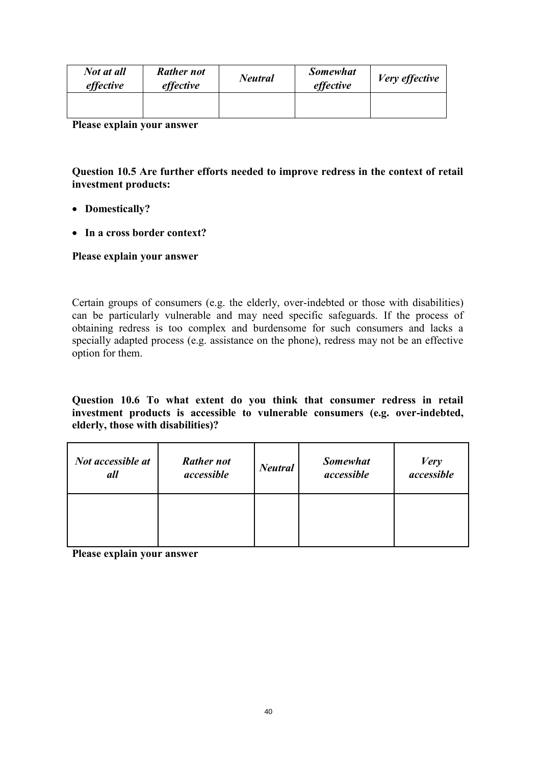| *Not at all effective* | *Rather not effective* | *Neutral* | *Somewhat effective* | *Very effective* |
| --- | --- | --- | --- | --- |
| | | | | |

**Please explain your answer**

**Question 10.5 Are further efforts needed to improve redress in the context of retail investment products:**

- **Domestically?**
- **In a cross border context?**

**Please explain your answer**

Certain groups of consumers (e.g. the elderly, over-indebted or those with disabilities) can be particularly vulnerable and may need specific safeguards. If the process of obtaining redress is too complex and burdensome for such consumers and lacks a specially adapted process (e.g. assistance on the phone), redress may not be an effective option for them.

**Question 10.6 To what extent do you think that consumer redress in retail investment products is accessible to vulnerable consumers (e.g. over-indebted, elderly, those with disabilities)?**

| *Not accessible at all* | *Rather not accessible* | *Neutral* | *Somewhat accessible* | *Very accessible* |
| --- | --- | --- | --- | --- |
| | | | | |

**Please explain your answer**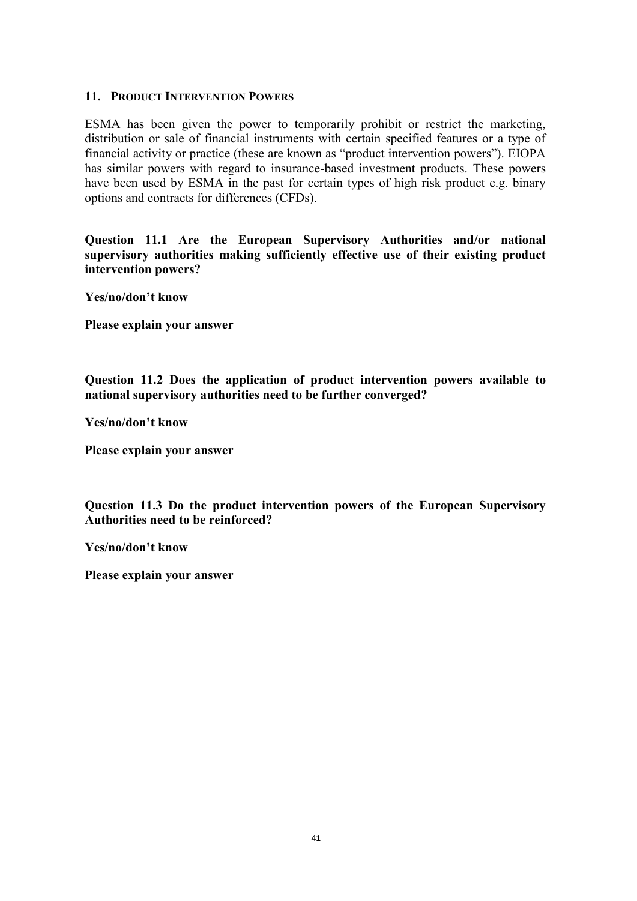## 11. Product Intervention Powers

ESMA has been given the power to temporarily prohibit or restrict the marketing, distribution or sale of financial instruments with certain specified features or a type of financial activity or practice (these are known as "product intervention powers"). EIOPA has similar powers with regard to insurance-based investment products. These powers have been used by ESMA in the past for certain types of high risk product e.g. binary options and contracts for differences (CFDs).

**Question 11.1 Are the European Supervisory Authorities and/or national supervisory authorities making sufficiently effective use of their existing product intervention powers?**

**Yes/no/don't know**

**Please explain your answer**

**Question 11.2 Does the application of product intervention powers available to national supervisory authorities need to be further converged?**

**Yes/no/don't know**

**Please explain your answer**

**Question 11.3 Do the product intervention powers of the European Supervisory Authorities need to be reinforced?**

**Yes/no/don't know**

**Please explain your answer**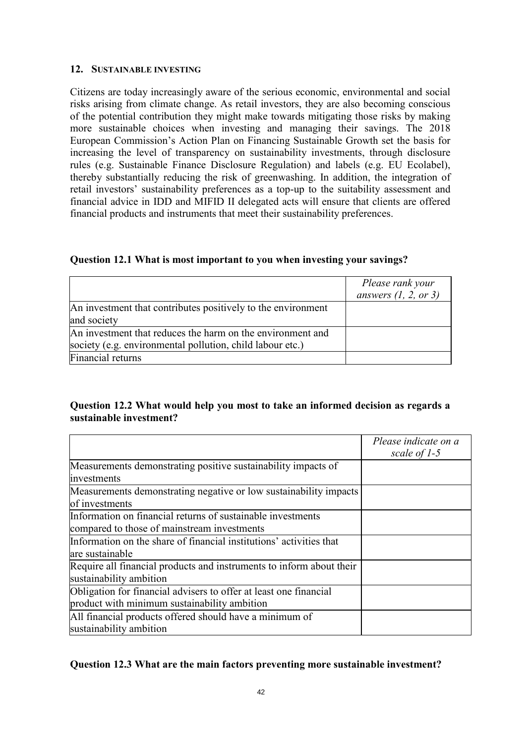## 12. Sustainable investing

Citizens are today increasingly aware of the serious economic, environmental and social risks arising from climate change. As retail investors, they are also becoming conscious of the potential contribution they might make towards mitigating those risks by making more sustainable choices when investing and managing their savings. The 2018 European Commission's Action Plan on Financing Sustainable Growth set the basis for increasing the level of transparency on sustainability investments, through disclosure rules (e.g. Sustainable Finance Disclosure Regulation) and labels (e.g. EU Ecolabel), thereby substantially reducing the risk of greenwashing. In addition, the integration of retail investors' sustainability preferences as a top-up to the suitability assessment and financial advice in IDD and MIFID II delegated acts will ensure that clients are offered financial products and instruments that meet their sustainability preferences.

**Question 12.1 What is most important to you when investing your savings?**

| | *Please rank your answers (1, 2, or 3)* |
|---|---|
| An investment that contributes positively to the environment and society | |
| An investment that reduces the harm on the environment and society (e.g. environmental pollution, child labour etc.) | |
| Financial returns | |

**Question 12.2 What would help you most to take an informed decision as regards a sustainable investment?**

| | *Please indicate on a scale of 1-5* |
|---|---|
| Measurements demonstrating positive sustainability impacts of investments | |
| Measurements demonstrating negative or low sustainability impacts of investments | |
| Information on financial returns of sustainable investments compared to those of mainstream investments | |
| Information on the share of financial institutions' activities that are sustainable | |
| Require all financial products and instruments to inform about their sustainability ambition | |
| Obligation for financial advisers to offer at least one financial product with minimum sustainability ambition | |
| All financial products offered should have a minimum of sustainability ambition | |

**Question 12.3 What are the main factors preventing more sustainable investment?**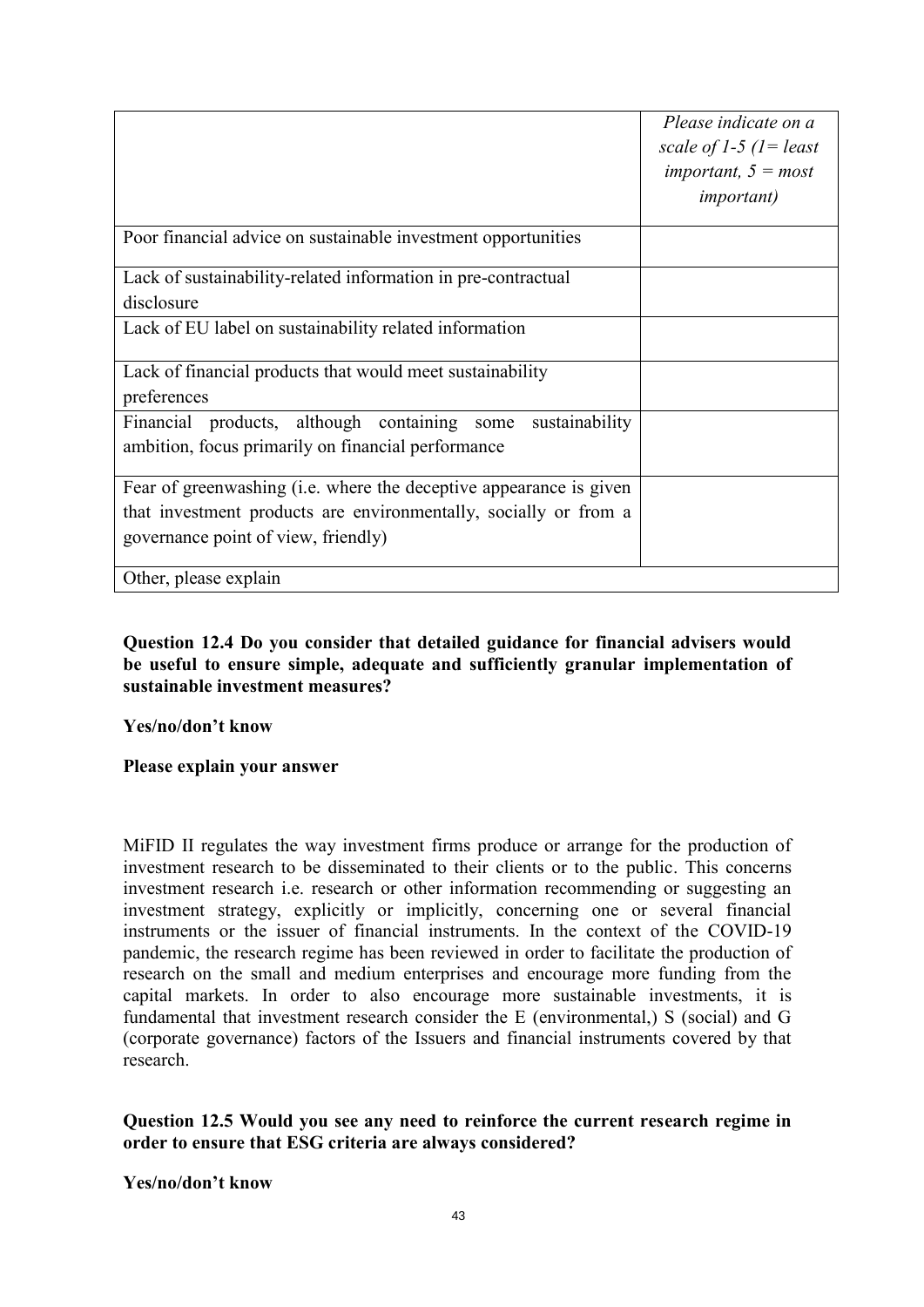| | *Please indicate on a scale of 1-5 (1= least important, 5 = most important)* |
|---|---|
| Poor financial advice on sustainable investment opportunities | |
| Lack of sustainability-related information in pre-contractual disclosure | |
| Lack of EU label on sustainability related information | |
| Lack of financial products that would meet sustainability preferences | |
| Financial products, although containing some sustainability ambition, focus primarily on financial performance | |
| Fear of greenwashing (i.e. where the deceptive appearance is given that investment products are environmentally, socially or from a governance point of view, friendly) | |
| Other, please explain | |

**Question 12.4 Do you consider that detailed guidance for financial advisers would be useful to ensure simple, adequate and sufficiently granular implementation of sustainable investment measures?**

**Yes/no/don't know**

**Please explain your answer**

MiFID II regulates the way investment firms produce or arrange for the production of investment research to be disseminated to their clients or to the public. This concerns investment research i.e. research or other information recommending or suggesting an investment strategy, explicitly or implicitly, concerning one or several financial instruments or the issuer of financial instruments. In the context of the COVID-19 pandemic, the research regime has been reviewed in order to facilitate the production of research on the small and medium enterprises and encourage more funding from the capital markets. In order to also encourage more sustainable investments, it is fundamental that investment research consider the E (environmental,) S (social) and G (corporate governance) factors of the Issuers and financial instruments covered by that research.

**Question 12.5 Would you see any need to reinforce the current research regime in order to ensure that ESG criteria are always considered?**

**Yes/no/don't know**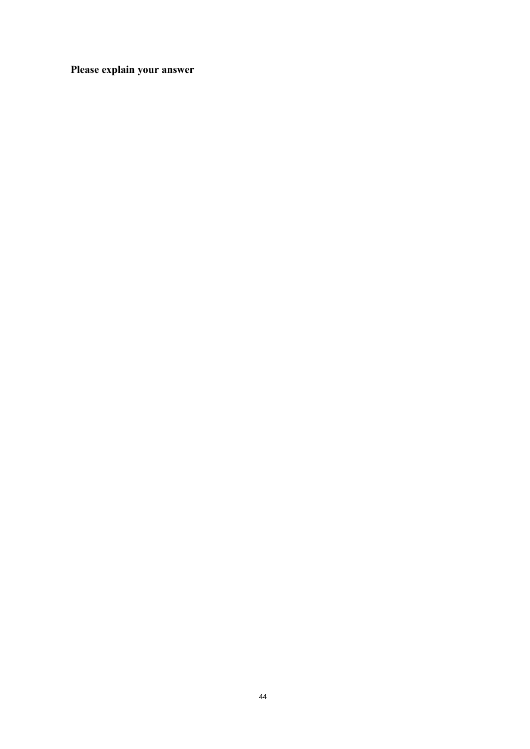**Please explain your answer**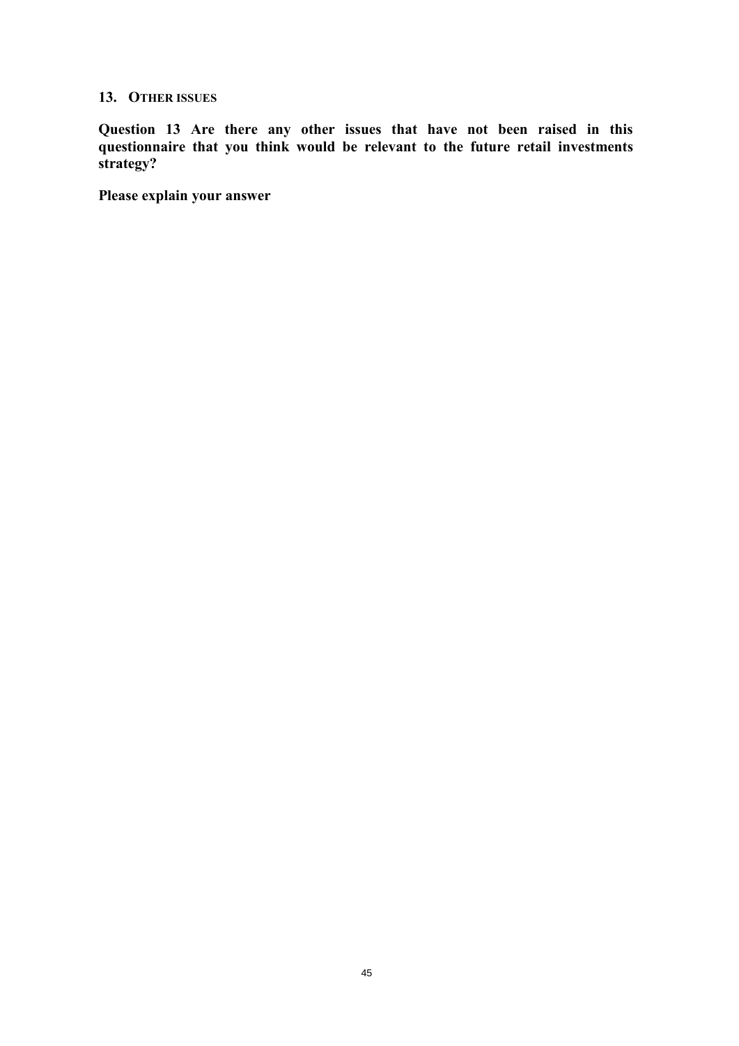## 13. Other issues

**Question 13 Are there any other issues that have not been raised in this questionnaire that you think would be relevant to the future retail investments strategy?**

**Please explain your answer**